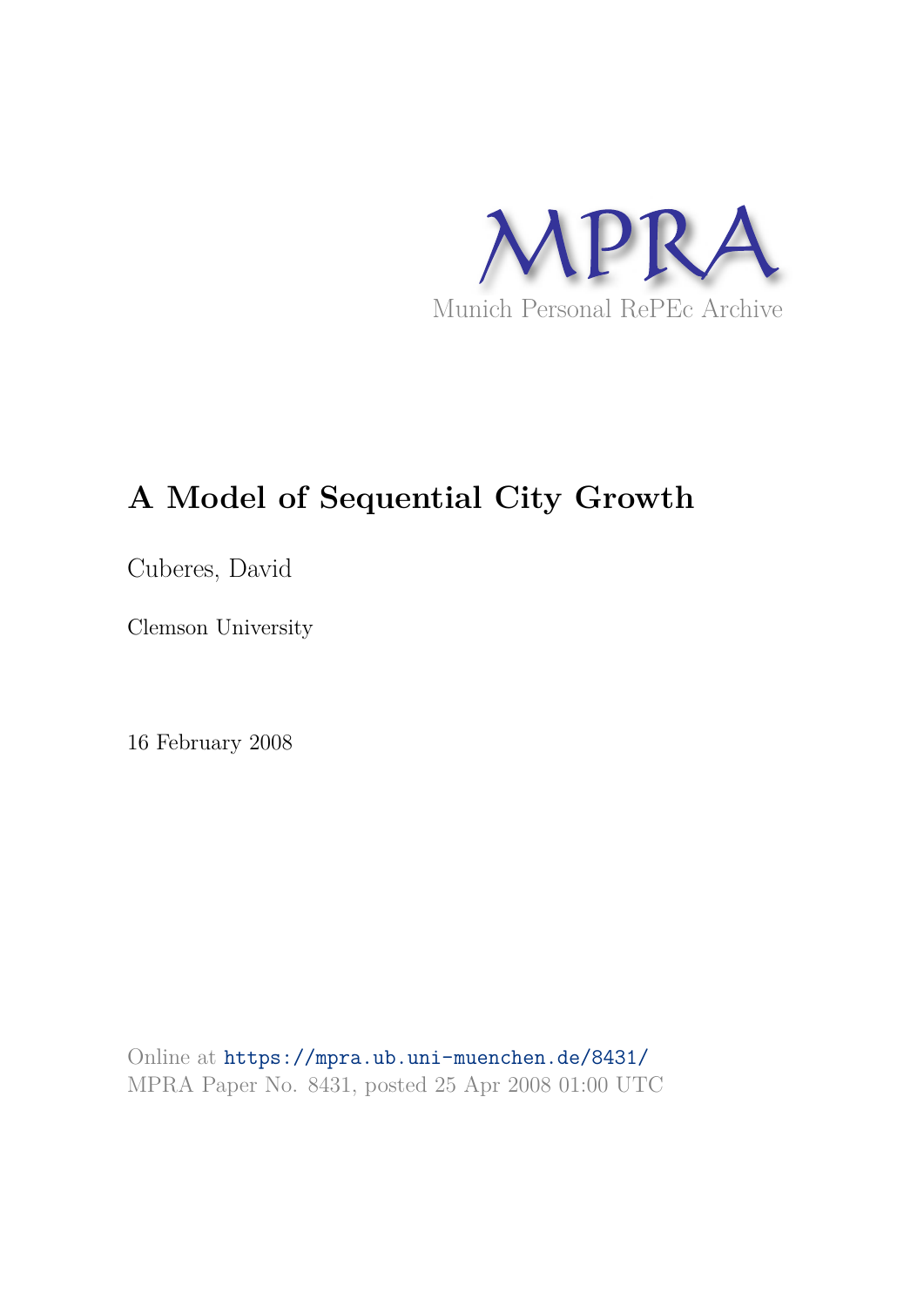MPRA

Munich Personal RePEc Archive

# A Model of Sequential City Growth

Cuberes, David

Clemson University

16 February 2008

Online at https://mpra.ub.uni-muenchen.de/8431/
MPRA Paper No. 8431, posted 25 Apr 2008 01:00 UTC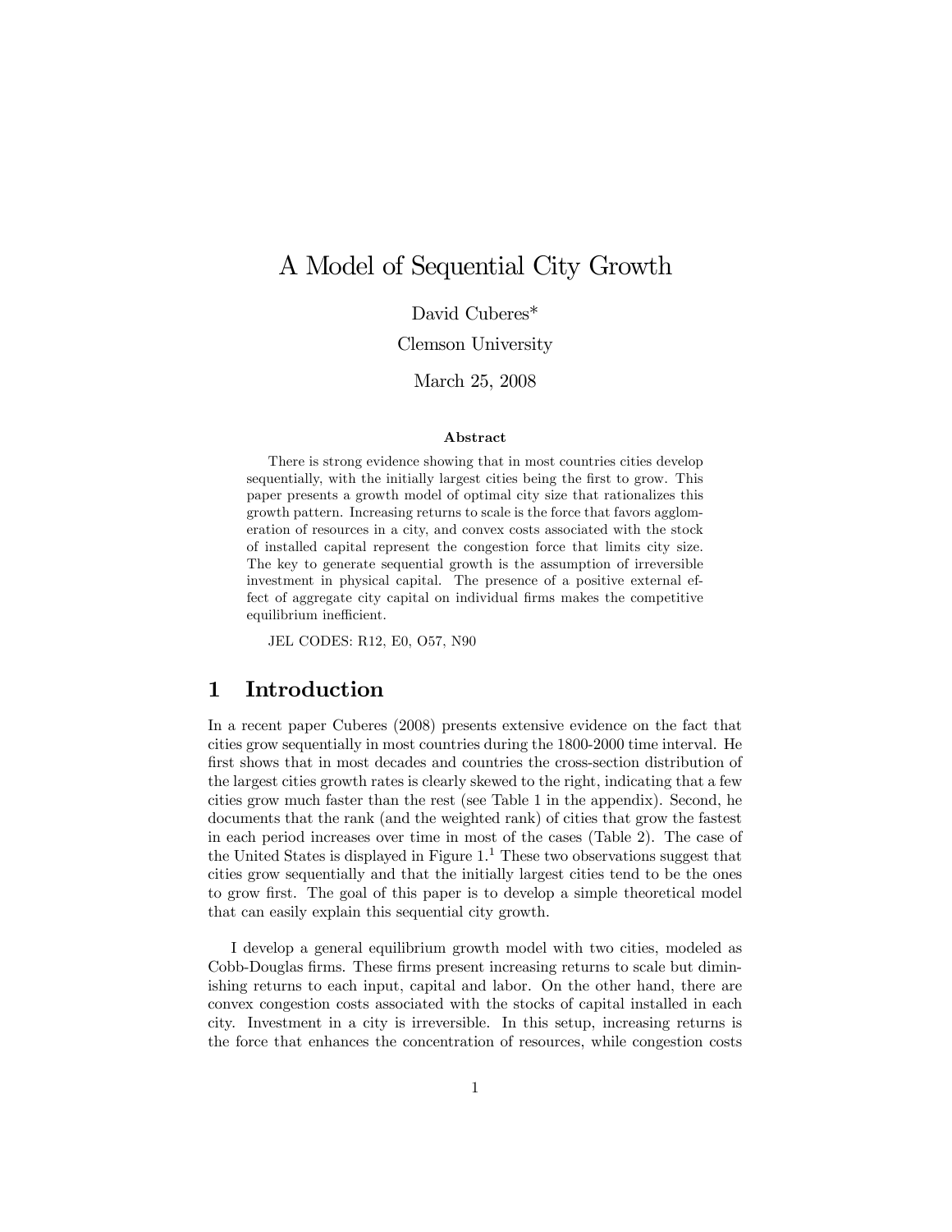# A Model of Sequential City Growth

David Cuberes*

Clemson University

March 25, 2008

### Abstract

There is strong evidence showing that in most countries cities develop sequentially, with the initially largest cities being the first to grow. This paper presents a growth model of optimal city size that rationalizes this growth pattern. Increasing returns to scale is the force that favors agglomeration of resources in a city, and convex costs associated with the stock of installed capital represent the congestion force that limits city size. The key to generate sequential growth is the assumption of irreversible investment in physical capital. The presence of a positive external effect of aggregate city capital on individual firms makes the competitive equilibrium inefficient.

JEL CODES: R12, E0, O57, N90

## 1 Introduction

In a recent paper Cuberes (2008) presents extensive evidence on the fact that cities grow sequentially in most countries during the 1800-2000 time interval. He first shows that in most decades and countries the cross-section distribution of the largest cities growth rates is clearly skewed to the right, indicating that a few cities grow much faster than the rest (see Table 1 in the appendix). Second, he documents that the rank (and the weighted rank) of cities that grow the fastest in each period increases over time in most of the cases (Table 2). The case of the United States is displayed in Figure 1.[1] These two observations suggest that cities grow sequentially and that the initially largest cities tend to be the ones to grow first. The goal of this paper is to develop a simple theoretical model that can easily explain this sequential city growth.

I develop a general equilibrium growth model with two cities, modeled as Cobb-Douglas firms. These firms present increasing returns to scale but diminishing returns to each input, capital and labor. On the other hand, there are convex congestion costs associated with the stocks of capital installed in each city. Investment in a city is irreversible. In this setup, increasing returns is the force that enhances the concentration of resources, while congestion costs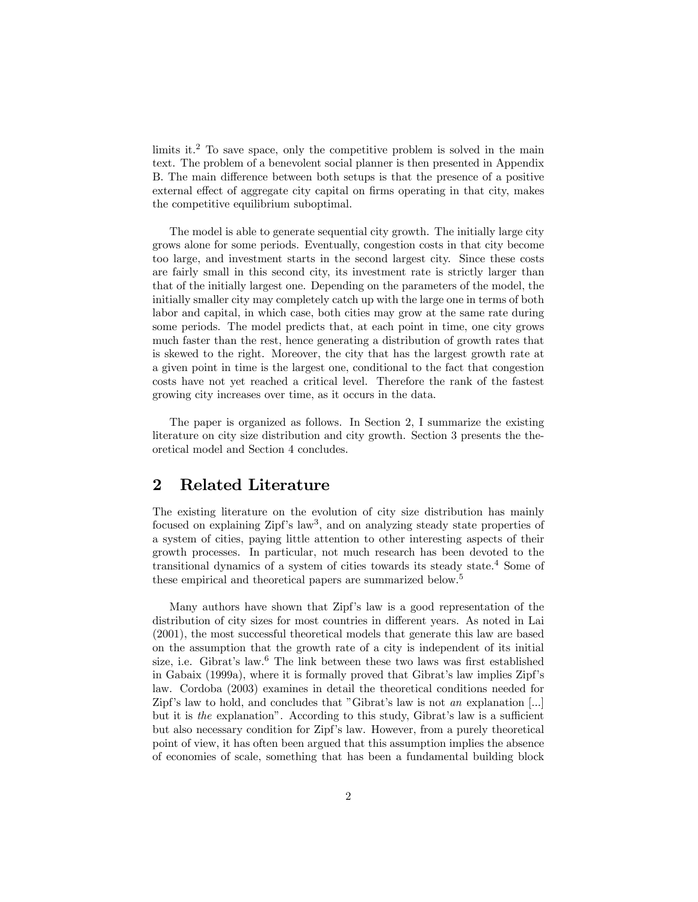limits it.[2] To save space, only the competitive problem is solved in the main text. The problem of a benevolent social planner is then presented in Appendix B. The main difference between both setups is that the presence of a positive external effect of aggregate city capital on firms operating in that city, makes the competitive equilibrium suboptimal.

The model is able to generate sequential city growth. The initially large city grows alone for some periods. Eventually, congestion costs in that city become too large, and investment starts in the second largest city. Since these costs are fairly small in this second city, its investment rate is strictly larger than that of the initially largest one. Depending on the parameters of the model, the initially smaller city may completely catch up with the large one in terms of both labor and capital, in which case, both cities may grow at the same rate during some periods. The model predicts that, at each point in time, one city grows much faster than the rest, hence generating a distribution of growth rates that is skewed to the right. Moreover, the city that has the largest growth rate at a given point in time is the largest one, conditional to the fact that congestion costs have not yet reached a critical level. Therefore the rank of the fastest growing city increases over time, as it occurs in the data.

The paper is organized as follows. In Section 2, I summarize the existing literature on city size distribution and city growth. Section 3 presents the theoretical model and Section 4 concludes.

## 2 Related Literature

The existing literature on the evolution of city size distribution has mainly focused on explaining Zipf's law[3], and on analyzing steady state properties of a system of cities, paying little attention to other interesting aspects of their growth processes. In particular, not much research has been devoted to the transitional dynamics of a system of cities towards its steady state.[4] Some of these empirical and theoretical papers are summarized below.[5]

Many authors have shown that Zipf's law is a good representation of the distribution of city sizes for most countries in different years. As noted in Lai (2001), the most successful theoretical models that generate this law are based on the assumption that the growth rate of a city is independent of its initial size, i.e. Gibrat's law.[6] The link between these two laws was first established in Gabaix (1999a), where it is formally proved that Gibrat's law implies Zipf's law. Cordoba (2003) examines in detail the theoretical conditions needed for Zipf's law to hold, and concludes that "Gibrat's law is not *an* explanation [...] but it is *the* explanation". According to this study, Gibrat's law is a sufficient but also necessary condition for Zipf's law. However, from a purely theoretical point of view, it has often been argued that this assumption implies the absence of economies of scale, something that has been a fundamental building block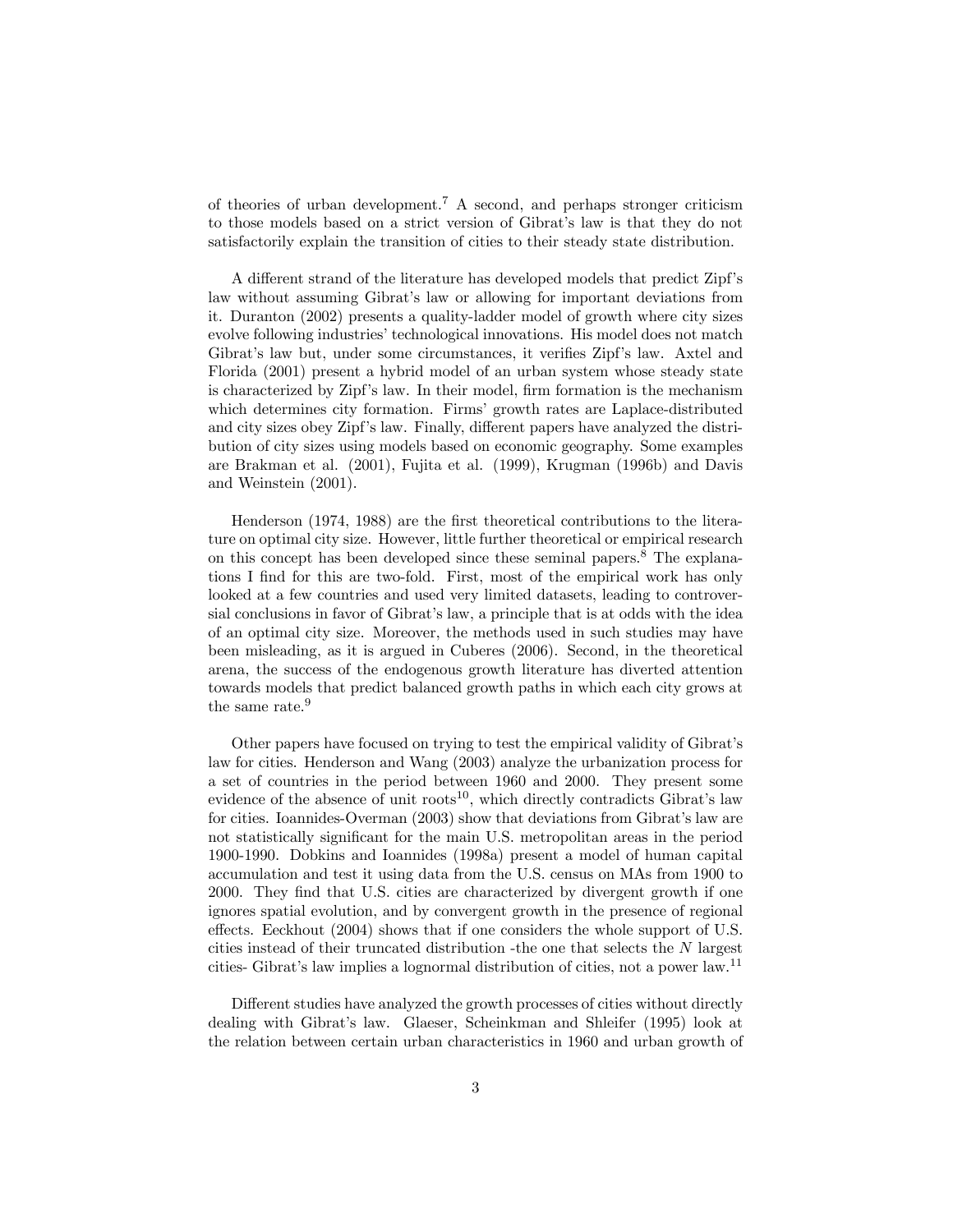of theories of urban development.[7] A second, and perhaps stronger criticism to those models based on a strict version of Gibrat's law is that they do not satisfactorily explain the transition of cities to their steady state distribution.

A different strand of the literature has developed models that predict Zipf's law without assuming Gibrat's law or allowing for important deviations from it. Duranton (2002) presents a quality-ladder model of growth where city sizes evolve following industries' technological innovations. His model does not match Gibrat's law but, under some circumstances, it verifies Zipf's law. Axtel and Florida (2001) present a hybrid model of an urban system whose steady state is characterized by Zipf's law. In their model, firm formation is the mechanism which determines city formation. Firms' growth rates are Laplace-distributed and city sizes obey Zipf's law. Finally, different papers have analyzed the distribution of city sizes using models based on economic geography. Some examples are Brakman et al. (2001), Fujita et al. (1999), Krugman (1996b) and Davis and Weinstein (2001).

Henderson (1974, 1988) are the first theoretical contributions to the literature on optimal city size. However, little further theoretical or empirical research on this concept has been developed since these seminal papers.[8] The explanations I find for this are two-fold. First, most of the empirical work has only looked at a few countries and used very limited datasets, leading to controversial conclusions in favor of Gibrat's law, a principle that is at odds with the idea of an optimal city size. Moreover, the methods used in such studies may have been misleading, as it is argued in Cuberes (2006). Second, in the theoretical arena, the success of the endogenous growth literature has diverted attention towards models that predict balanced growth paths in which each city grows at the same rate.[9]

Other papers have focused on trying to test the empirical validity of Gibrat's law for cities. Henderson and Wang (2003) analyze the urbanization process for a set of countries in the period between 1960 and 2000. They present some evidence of the absence of unit roots[10], which directly contradicts Gibrat's law for cities. Ioannides-Overman (2003) show that deviations from Gibrat's law are not statistically significant for the main U.S. metropolitan areas in the period 1900-1990. Dobkins and Ioannides (1998a) present a model of human capital accumulation and test it using data from the U.S. census on MAs from 1900 to 2000. They find that U.S. cities are characterized by divergent growth if one ignores spatial evolution, and by convergent growth in the presence of regional effects. Eeckhout (2004) shows that if one considers the whole support of U.S. cities instead of their truncated distribution -the one that selects the $N$ largest cities- Gibrat's law implies a lognormal distribution of cities, not a power law.[11]

Different studies have analyzed the growth processes of cities without directly dealing with Gibrat's law. Glaeser, Scheinkman and Shleifer (1995) look at the relation between certain urban characteristics in 1960 and urban growth of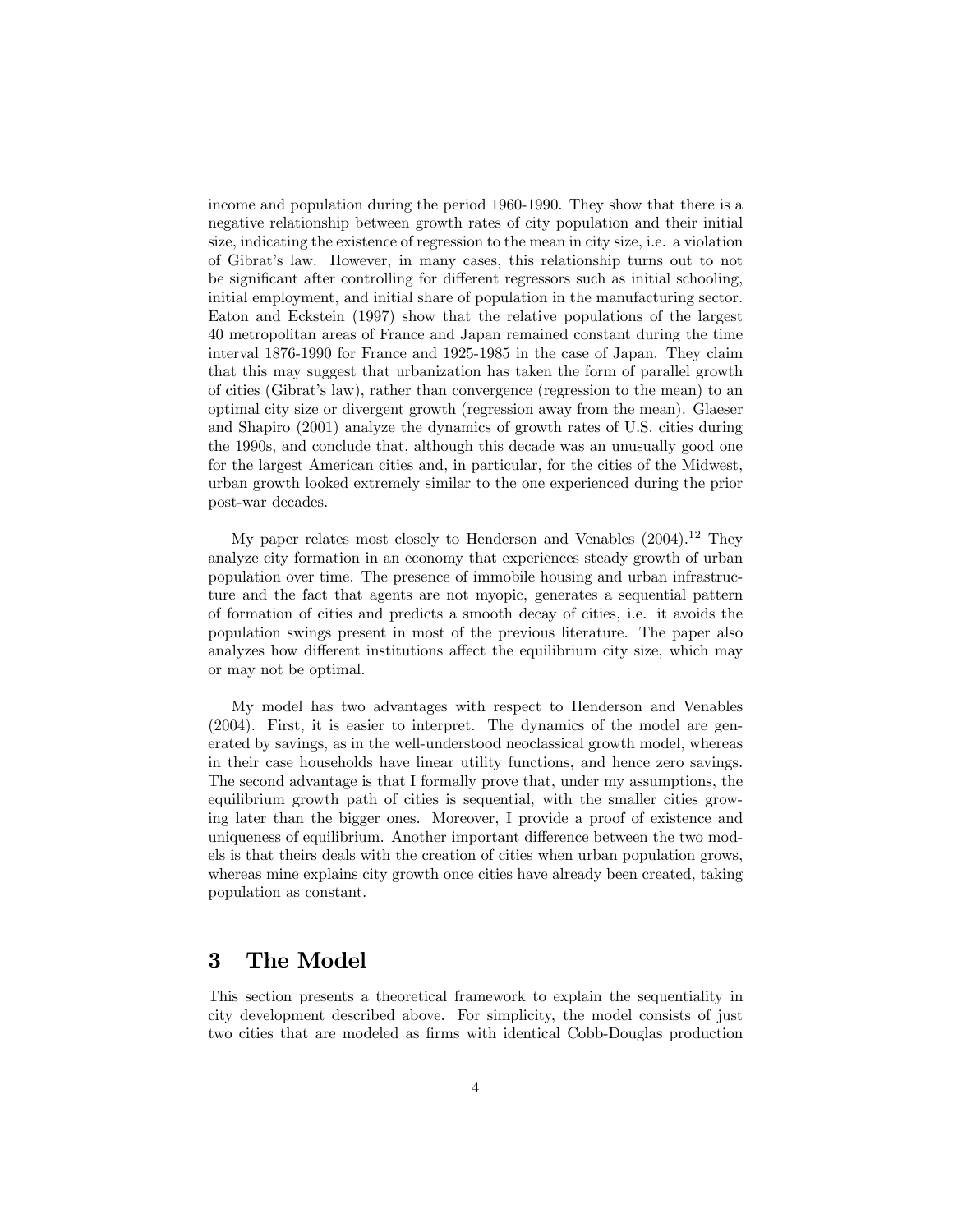income and population during the period 1960-1990. They show that there is a negative relationship between growth rates of city population and their initial size, indicating the existence of regression to the mean in city size, i.e. a violation of Gibrat's law. However, in many cases, this relationship turns out to not be significant after controlling for different regressors such as initial schooling, initial employment, and initial share of population in the manufacturing sector. Eaton and Eckstein (1997) show that the relative populations of the largest 40 metropolitan areas of France and Japan remained constant during the time interval 1876-1990 for France and 1925-1985 in the case of Japan. They claim that this may suggest that urbanization has taken the form of parallel growth of cities (Gibrat's law), rather than convergence (regression to the mean) to an optimal city size or divergent growth (regression away from the mean). Glaeser and Shapiro (2001) analyze the dynamics of growth rates of U.S. cities during the 1990s, and conclude that, although this decade was an unusually good one for the largest American cities and, in particular, for the cities of the Midwest, urban growth looked extremely similar to the one experienced during the prior post-war decades.

My paper relates most closely to Henderson and Venables (2004).[12] They analyze city formation in an economy that experiences steady growth of urban population over time. The presence of immobile housing and urban infrastructure and the fact that agents are not myopic, generates a sequential pattern of formation of cities and predicts a smooth decay of cities, i.e. it avoids the population swings present in most of the previous literature. The paper also analyzes how different institutions affect the equilibrium city size, which may or may not be optimal.

My model has two advantages with respect to Henderson and Venables (2004). First, it is easier to interpret. The dynamics of the model are generated by savings, as in the well-understood neoclassical growth model, whereas in their case households have linear utility functions, and hence zero savings. The second advantage is that I formally prove that, under my assumptions, the equilibrium growth path of cities is sequential, with the smaller cities growing later than the bigger ones. Moreover, I provide a proof of existence and uniqueness of equilibrium. Another important difference between the two models is that theirs deals with the creation of cities when urban population grows, whereas mine explains city growth once cities have already been created, taking population as constant.

# 3 The Model

This section presents a theoretical framework to explain the sequentiality in city development described above. For simplicity, the model consists of just two cities that are modeled as firms with identical Cobb-Douglas production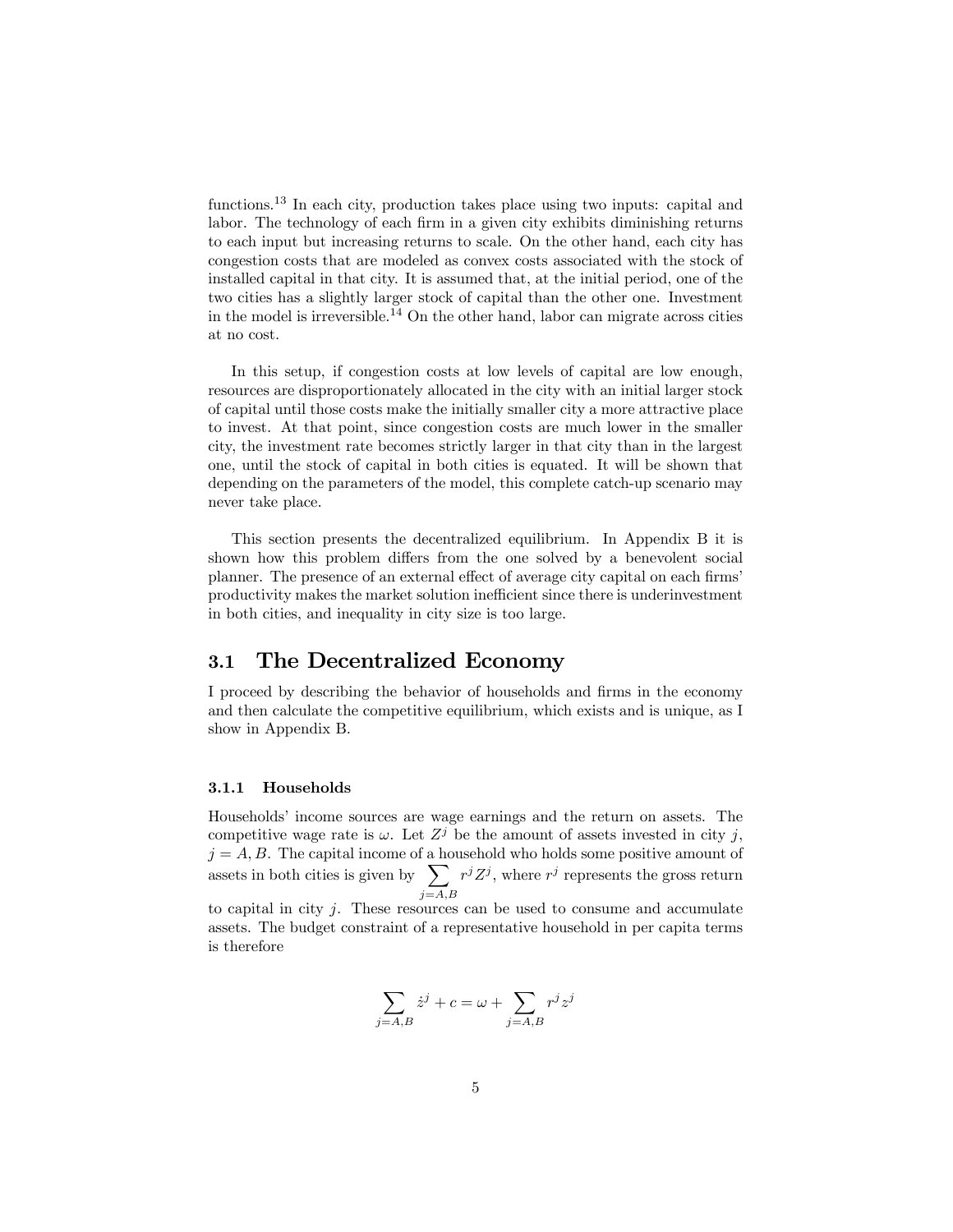functions.[13] In each city, production takes place using two inputs: capital and labor. The technology of each firm in a given city exhibits diminishing returns to each input but increasing returns to scale. On the other hand, each city has congestion costs that are modeled as convex costs associated with the stock of installed capital in that city. It is assumed that, at the initial period, one of the two cities has a slightly larger stock of capital than the other one. Investment in the model is irreversible.[14] On the other hand, labor can migrate across cities at no cost.

In this setup, if congestion costs at low levels of capital are low enough, resources are disproportionately allocated in the city with an initial larger stock of capital until those costs make the initially smaller city a more attractive place to invest. At that point, since congestion costs are much lower in the smaller city, the investment rate becomes strictly larger in that city than in the largest one, until the stock of capital in both cities is equated. It will be shown that depending on the parameters of the model, this complete catch-up scenario may never take place.

This section presents the decentralized equilibrium. In Appendix B it is shown how this problem differs from the one solved by a benevolent social planner. The presence of an external effect of average city capital on each firms' productivity makes the market solution inefficient since there is underinvestment in both cities, and inequality in city size is too large.

## 3.1 The Decentralized Economy

I proceed by describing the behavior of households and firms in the economy and then calculate the competitive equilibrium, which exists and is unique, as I show in Appendix B.

### 3.1.1 Households

Households' income sources are wage earnings and the return on assets. The competitive wage rate is $\omega$. Let $Z^j$ be the amount of assets invested in city $j$, $j = A, B$. The capital income of a household who holds some positive amount of assets in both cities is given by $\sum_{j=A,B} r^j Z^j$, where $r^j$ represents the gross return to capital in city $j$. These resources can be used to consume and accumulate assets. The budget constraint of a representative household in per capita terms is therefore

$$\sum_{j=A,B} \dot{z}^j + c = \omega + \sum_{j=A,B} r^j z^j$$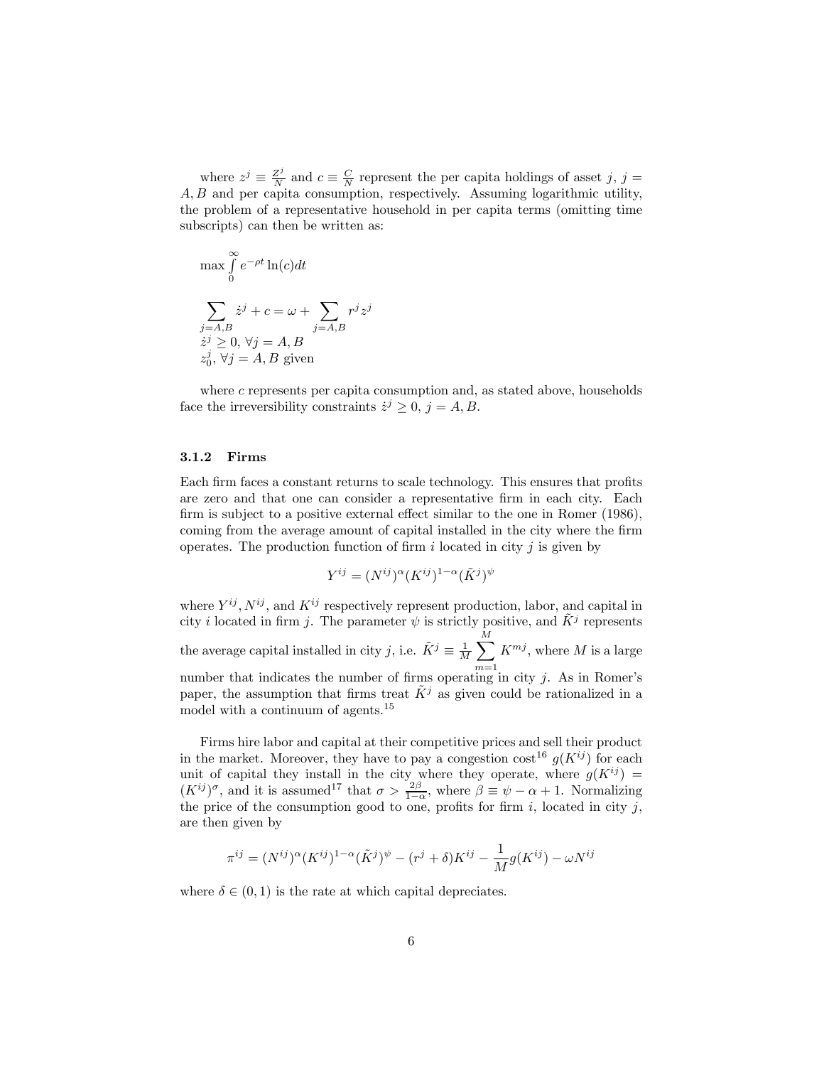where $z^j \equiv \frac{Z^j}{N}$ and $c \equiv \frac{C}{N}$ represent the per capita holdings of asset $j$, $j = A, B$ and per capita consumption, respectively. Assuming logarithmic utility, the problem of a representative household in per capita terms (omitting time subscripts) can then be written as:

$$\max \int_0^\infty e^{-\rho t} \ln(c) dt$$

$$\sum_{j=A,B} \dot{z}^j + c = \omega + \sum_{j=A,B} r^j z^j$$
$$\dot{z}^j \geq 0, \forall j = A, B$$
$$z_0^j, \forall j = A, B \text{ given}$$

where $c$ represents per capita consumption and, as stated above, households face the irreversibility constraints $\dot{z}^j \geq 0$, $j = A, B$.

### 3.1.2 Firms

Each firm faces a constant returns to scale technology. This ensures that profits are zero and that one can consider a representative firm in each city. Each firm is subject to a positive external effect similar to the one in Romer (1986), coming from the average amount of capital installed in the city where the firm operates. The production function of firm $i$ located in city $j$ is given by

$$Y^{ij} = (N^{ij})^\alpha (K^{ij})^{1-\alpha} (\tilde{K}^j)^\psi$$

where $Y^{ij}, N^{ij}$, and $K^{ij}$ respectively represent production, labor, and capital in city $i$ located in firm $j$. The parameter $\psi$ is strictly positive, and $\tilde{K}^j$ represents the average capital installed in city $j$, i.e. $\tilde{K}^j \equiv \frac{1}{M} \sum_{m=1}^{M} K^{mj}$, where $M$ is a large number that indicates the number of firms operating in city $j$. As in Romer's paper, the assumption that firms treat $\tilde{K}^j$ as given could be rationalized in a model with a continuum of agents.[15]

Firms hire labor and capital at their competitive prices and sell their product in the market. Moreover, they have to pay a congestion cost[16] $g(K^{ij})$ for each unit of capital they install in the city where they operate, where $g(K^{ij}) = (K^{ij})^\sigma$, and it is assumed[17] that $\sigma > \frac{2\beta}{1-\alpha}$, where $\beta \equiv \psi - \alpha + 1$. Normalizing the price of the consumption good to one, profits for firm $i$, located in city $j$, are then given by

$$\pi^{ij} = (N^{ij})^\alpha (K^{ij})^{1-\alpha} (\tilde{K}^j)^\psi - (r^j + \delta) K^{ij} - \frac{1}{M} g(K^{ij}) - \omega N^{ij}$$

where $\delta \in (0, 1)$ is the rate at which capital depreciates.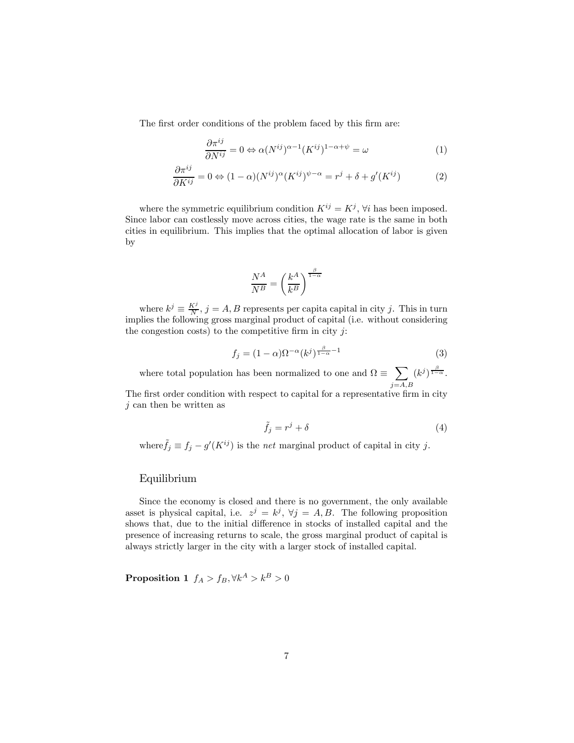The first order conditions of the problem faced by this firm are:

$$\frac{\partial \pi^{ij}}{\partial N^{ij}} = 0 \Leftrightarrow \alpha (N^{ij})^{\alpha-1} (K^{ij})^{1-\alpha+\psi} = \omega \tag{1}$$

$$\frac{\partial \pi^{ij}}{\partial K^{ij}} = 0 \Leftrightarrow (1-\alpha)(N^{ij})^{\alpha} (K^{ij})^{\psi-\alpha} = r^j + \delta + g'(K^{ij}) \tag{2}$$

where the symmetric equilibrium condition $K^{ij} = K^j$, $\forall i$ has been imposed. Since labor can costlessly move across cities, the wage rate is the same in both cities in equilibrium. This implies that the optimal allocation of labor is given by

$$\frac{N^A}{N^B} = \left(\frac{k^A}{k^B}\right)^{\frac{\beta}{1-\alpha}}$$

where $k^j \equiv \frac{K^j}{N}$, $j = A, B$ represents per capita capital in city $j$. This in turn implies the following gross marginal product of capital (i.e. without considering the congestion costs) to the competitive firm in city $j$:

$$f_j = (1-\alpha)\Omega^{-\alpha}(k^j)^{\frac{\beta}{1-\alpha}-1} \tag{3}$$

where total population has been normalized to one and $\Omega \equiv \sum_{j=A,B} (k^j)^{\frac{\beta}{1-\alpha}}$. The first order condition with respect to capital for a representative firm in city $j$ can then be written as

$$\tilde{f}_j = r^j + \delta \tag{4}$$

where $\tilde{f}_j \equiv f_j - g'(K^{ij})$ is the *net* marginal product of capital in city $j$.

## Equilibrium

Since the economy is closed and there is no government, the only available asset is physical capital, i.e. $z^j = k^j$, $\forall j = A, B$. The following proposition shows that, due to the initial difference in stocks of installed capital and the presence of increasing returns to scale, the gross marginal product of capital is always strictly larger in the city with a larger stock of installed capital.

**Proposition 1** $f_A > f_B, \forall k^A > k^B > 0$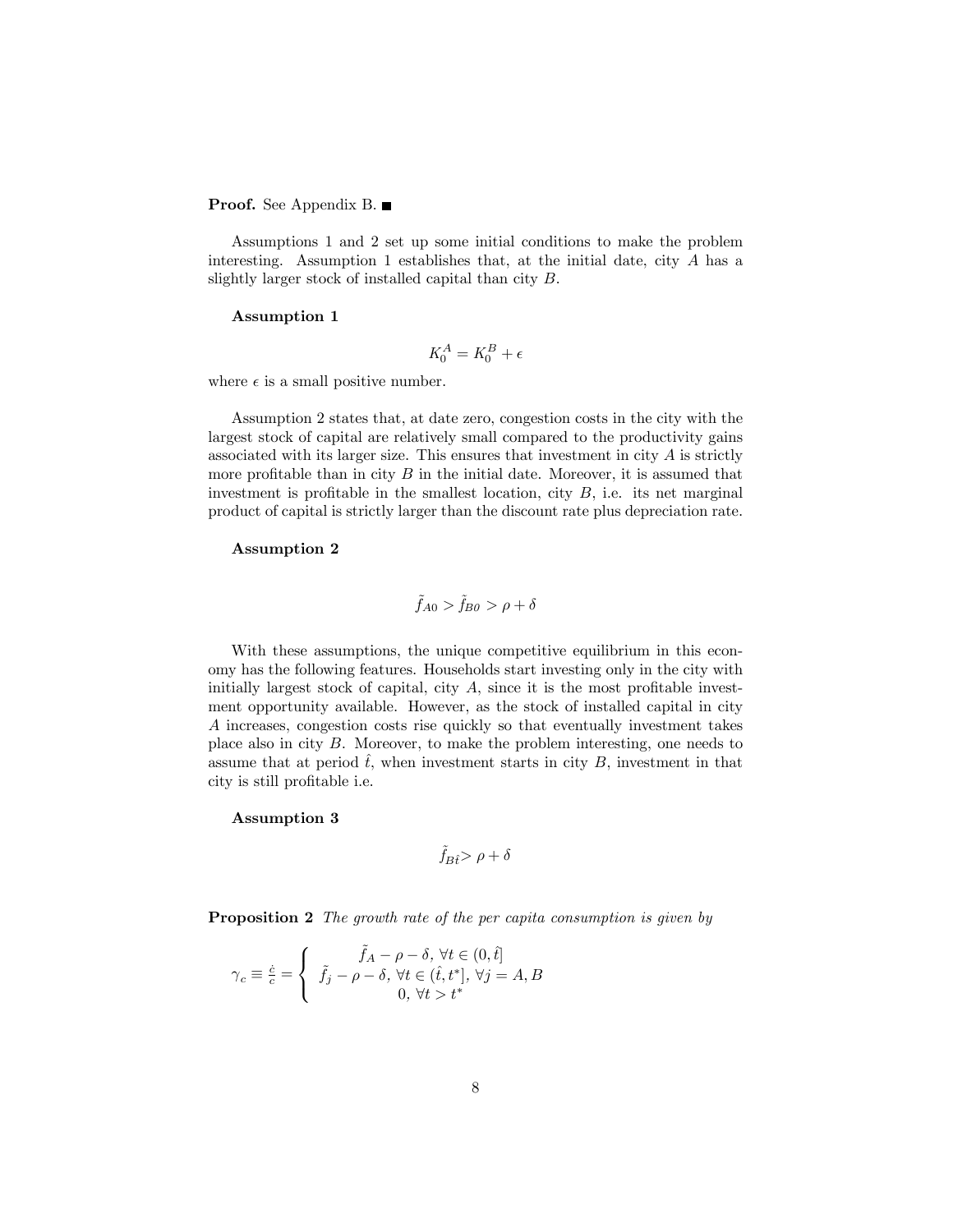**Proof.** See Appendix B. ■

Assumptions 1 and 2 set up some initial conditions to make the problem interesting. Assumption 1 establishes that, at the initial date, city $A$ has a slightly larger stock of installed capital than city $B$.

**Assumption 1**

$$K_0^A = K_0^B + \epsilon$$

where $\epsilon$ is a small positive number.

Assumption 2 states that, at date zero, congestion costs in the city with the largest stock of capital are relatively small compared to the productivity gains associated with its larger size. This ensures that investment in city $A$ is strictly more profitable than in city $B$ in the initial date. Moreover, it is assumed that investment is profitable in the smallest location, city $B$, i.e. its net marginal product of capital is strictly larger than the discount rate plus depreciation rate.

**Assumption 2**

$$\tilde{f}_{A0} > \tilde{f}_{B0} > \rho + \delta$$

With these assumptions, the unique competitive equilibrium in this economy has the following features. Households start investing only in the city with initially largest stock of capital, city $A$, since it is the most profitable investment opportunity available. However, as the stock of installed capital in city $A$ increases, congestion costs rise quickly so that eventually investment takes place also in city $B$. Moreover, to make the problem interesting, one needs to assume that at period $\hat{t}$, when investment starts in city $B$, investment in that city is still profitable i.e.

**Assumption 3**

$$\tilde{f}_{B\hat{t}} > \rho + \delta$$

**Proposition 2** *The growth rate of the per capita consumption is given by*

$$\gamma_c \equiv \frac{\dot{c}}{c} = \begin{cases} \tilde{f}_A - \rho - \delta, \ \forall t \in (0, \hat{t}] \\ \tilde{f}_j - \rho - \delta, \ \forall t \in (\hat{t}, t^*], \ \forall j = A, B \\ 0, \ \forall t > t^* \end{cases}$$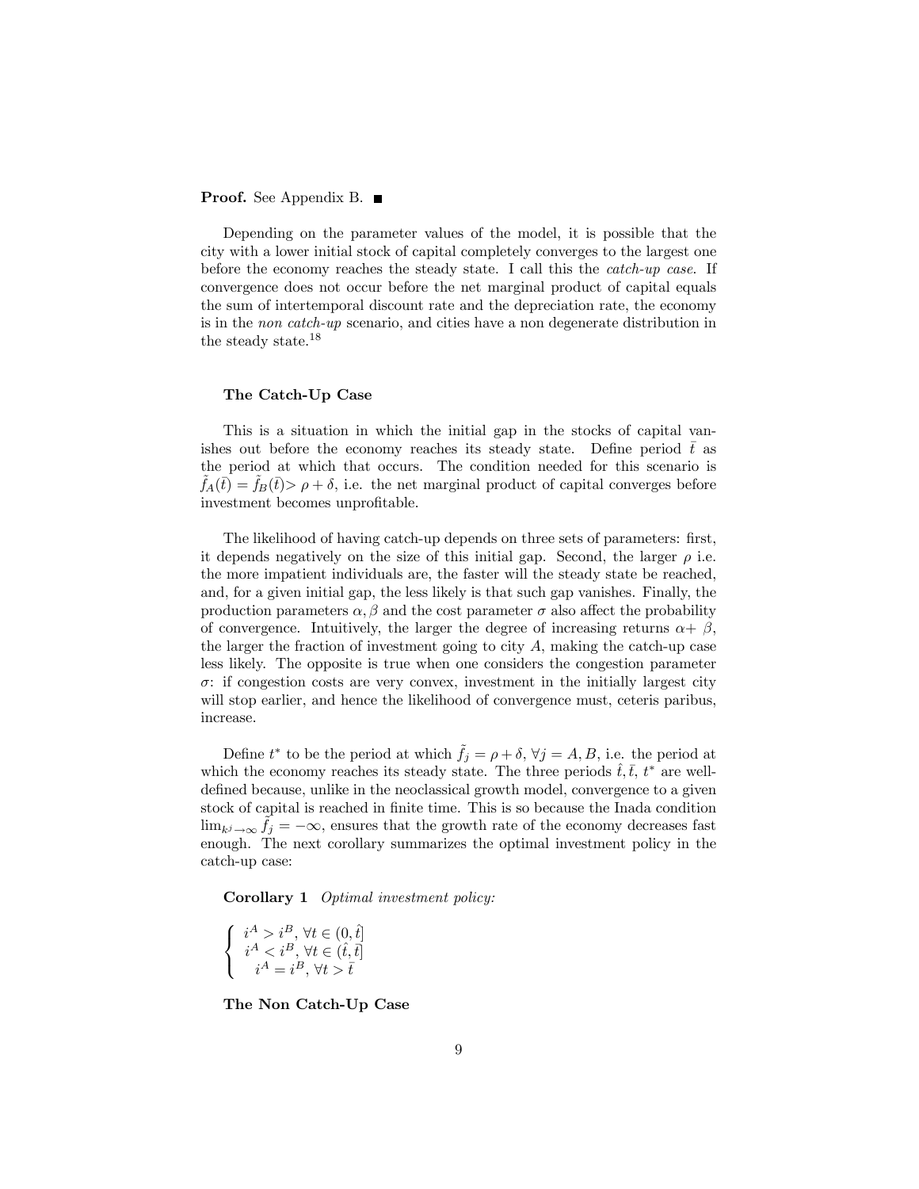**Proof.** See Appendix B. ■

Depending on the parameter values of the model, it is possible that the city with a lower initial stock of capital completely converges to the largest one before the economy reaches the steady state. I call this the *catch-up case*. If convergence does not occur before the net marginal product of capital equals the sum of intertemporal discount rate and the depreciation rate, the economy is in the *non catch-up* scenario, and cities have a non degenerate distribution in the steady state.[18]

### The Catch-Up Case

This is a situation in which the initial gap in the stocks of capital vanishes out before the economy reaches its steady state. Define period $\bar{t}$ as the period at which that occurs. The condition needed for this scenario is $\tilde{f}_A(\bar{t}) = \tilde{f}_B(\bar{t}) > \rho + \delta$, i.e. the net marginal product of capital converges before investment becomes unprofitable.

The likelihood of having catch-up depends on three sets of parameters: first, it depends negatively on the size of this initial gap. Second, the larger $\rho$ i.e. the more impatient individuals are, the faster will the steady state be reached, and, for a given initial gap, the less likely is that such gap vanishes. Finally, the production parameters $\alpha, \beta$ and the cost parameter $\sigma$ also affect the probability of convergence. Intuitively, the larger the degree of increasing returns $\alpha + \beta$, the larger the fraction of investment going to city $A$, making the catch-up case less likely. The opposite is true when one considers the congestion parameter $\sigma$: if congestion costs are very convex, investment in the initially largest city will stop earlier, and hence the likelihood of convergence must, ceteris paribus, increase.

Define $t^*$ to be the period at which $\tilde{f}_j = \rho + \delta$, $\forall j = A, B$, i.e. the period at which the economy reaches its steady state. The three periods $\hat{t}, \bar{t}, t^*$ are well-defined because, unlike in the neoclassical growth model, convergence to a given stock of capital is reached in finite time. This is so because the Inada condition $\lim_{k^j \to \infty} \tilde{f}_j = -\infty$, ensures that the growth rate of the economy decreases fast enough. The next corollary summarizes the optimal investment policy in the catch-up case:

**Corollary 1** *Optimal investment policy:*

$$\begin{cases} i^A > i^B, \forall t \in (0, \hat{t}] \\ i^A < i^B, \forall t \in (\hat{t}, \bar{t}] \\ i^A = i^B, \forall t > \bar{t} \end{cases}$$

### The Non Catch-Up Case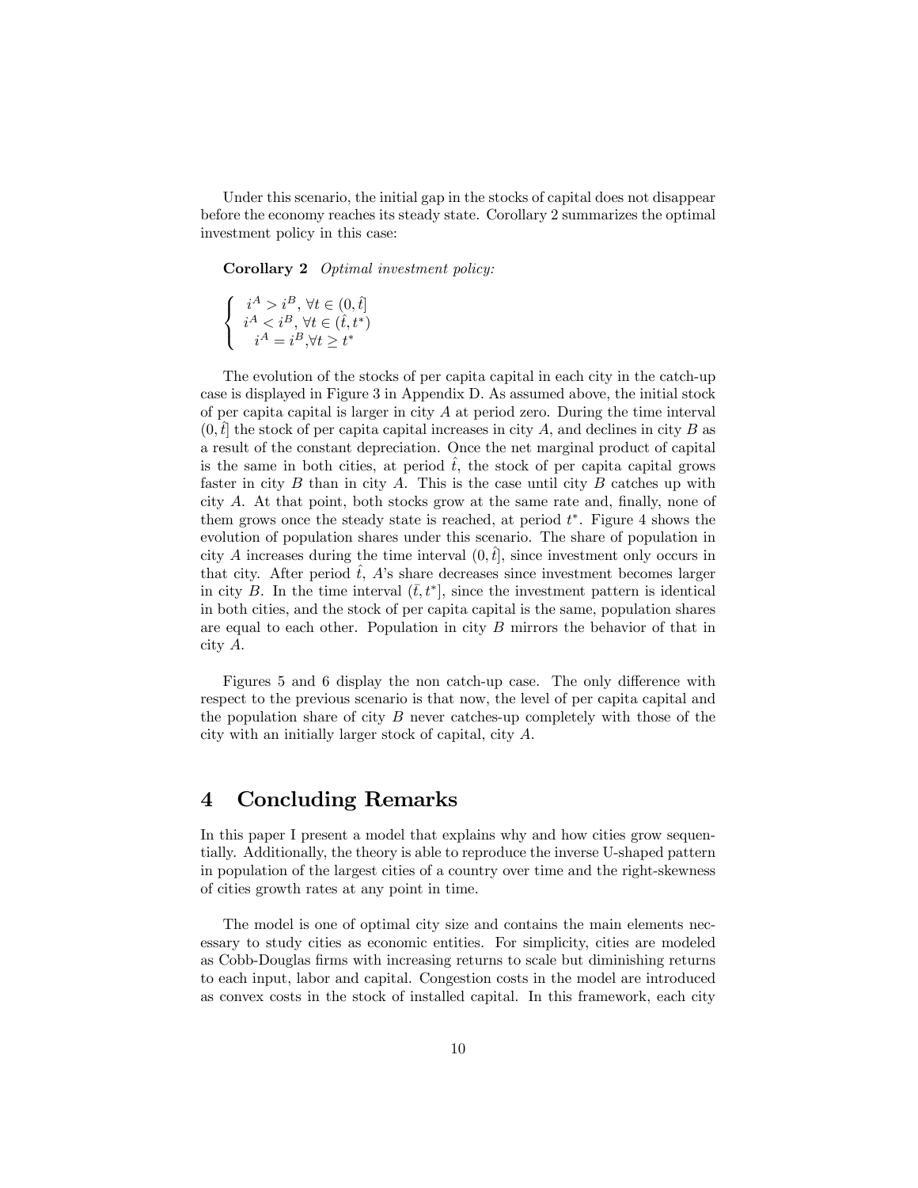Under this scenario, the initial gap in the stocks of capital does not disappear before the economy reaches its steady state. Corollary 2 summarizes the optimal investment policy in this case:

**Corollary 2** *Optimal investment policy:*

$$
\begin{cases} i^A > i^B, \forall t \in (0, \hat{t}] \\ i^A < i^B, \forall t \in (\hat{t}, t^*) \\ i^A = i^B, \forall t \geq t^* \end{cases}
$$

The evolution of the stocks of per capita capital in each city in the catch-up case is displayed in Figure 3 in Appendix D. As assumed above, the initial stock of per capita capital is larger in city $A$ at period zero. During the time interval $(0, \hat{t}]$ the stock of per capita capital increases in city $A$, and declines in city $B$ as a result of the constant depreciation. Once the net marginal product of capital is the same in both cities, at period $\hat{t}$, the stock of per capita capital grows faster in city $B$ than in city $A$. This is the case until city $B$ catches up with city $A$. At that point, both stocks grow at the same rate and, finally, none of them grows once the steady state is reached, at period $t^*$. Figure 4 shows the evolution of population shares under this scenario. The share of population in city $A$ increases during the time interval $(0, \hat{t}]$, since investment only occurs in that city. After period $\hat{t}$, $A$'s share decreases since investment becomes larger in city $B$. In the time interval $(\bar{t}, t^*]$, since the investment pattern is identical in both cities, and the stock of per capita capital is the same, population shares are equal to each other. Population in city $B$ mirrors the behavior of that in city $A$.

Figures 5 and 6 display the non catch-up case. The only difference with respect to the previous scenario is that now, the level of per capita capital and the population share of city $B$ never catches-up completely with those of the city with an initially larger stock of capital, city $A$.

# 4 Concluding Remarks

In this paper I present a model that explains why and how cities grow sequentially. Additionally, the theory is able to reproduce the inverse U-shaped pattern in population of the largest cities of a country over time and the right-skewness of cities growth rates at any point in time.

The model is one of optimal city size and contains the main elements necessary to study cities as economic entities. For simplicity, cities are modeled as Cobb-Douglas firms with increasing returns to scale but diminishing returns to each input, labor and capital. Congestion costs in the model are introduced as convex costs in the stock of installed capital. In this framework, each city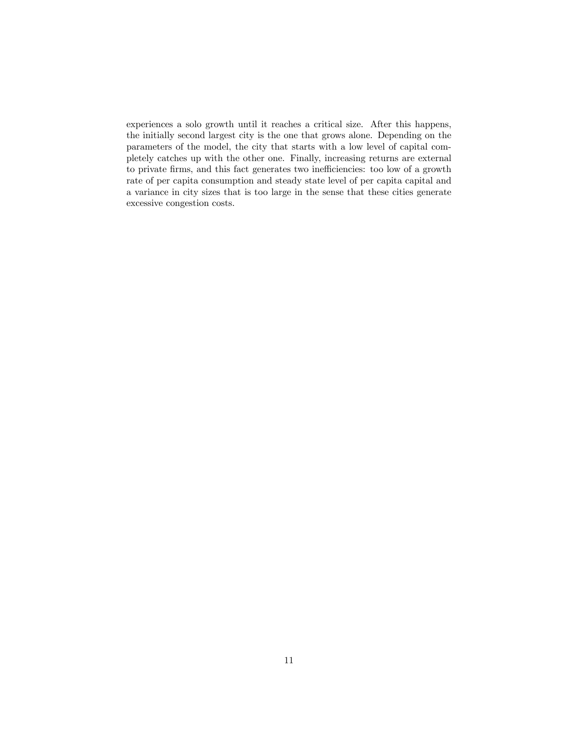experiences a solo growth until it reaches a critical size. After this happens, the initially second largest city is the one that grows alone. Depending on the parameters of the model, the city that starts with a low level of capital completely catches up with the other one. Finally, increasing returns are external to private firms, and this fact generates two inefficiencies: too low of a growth rate of per capita consumption and steady state level of per capita capital and a variance in city sizes that is too large in the sense that these cities generate excessive congestion costs.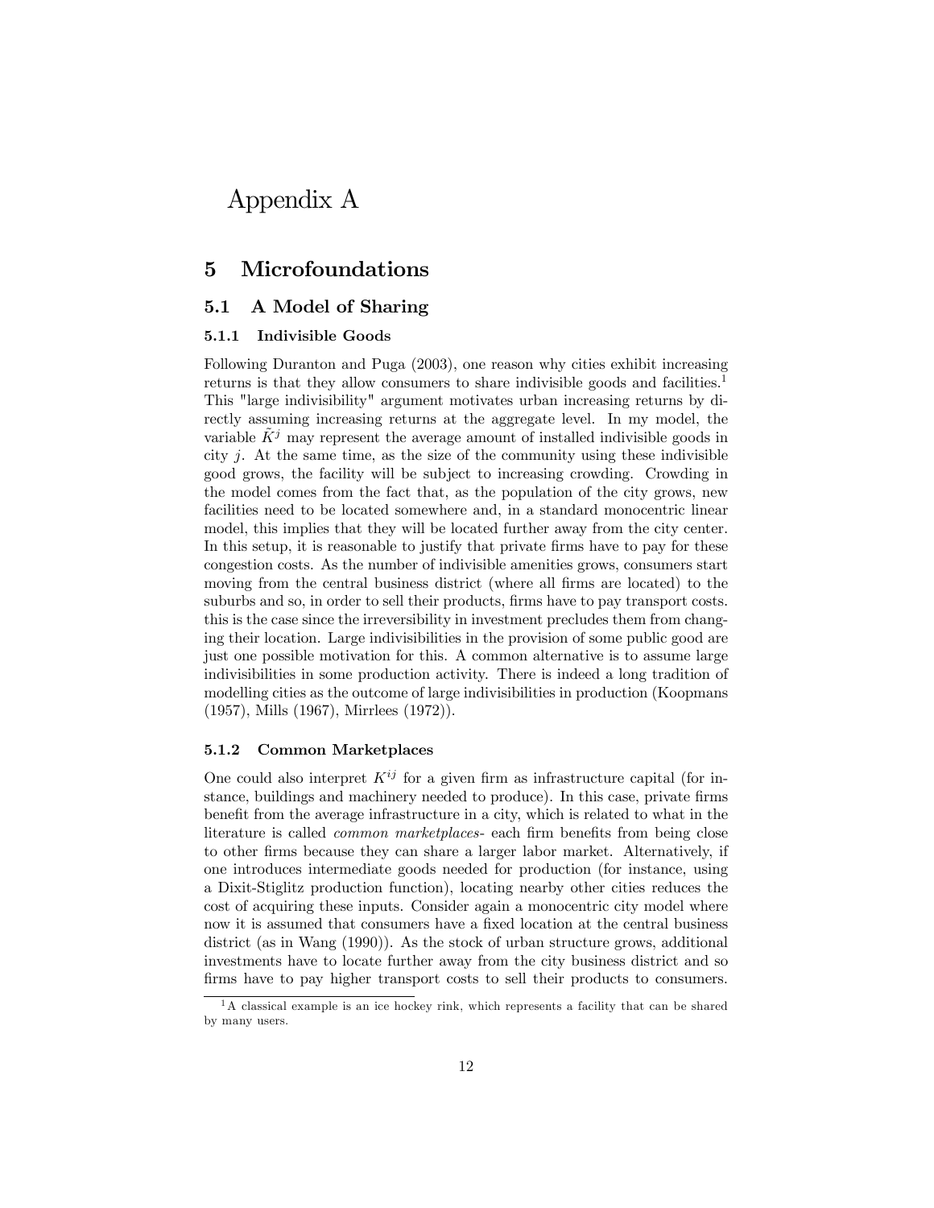# Appendix A

## 5 Microfoundations

### 5.1 A Model of Sharing

#### 5.1.1 Indivisible Goods

Following Duranton and Puga (2003), one reason why cities exhibit increasing returns is that they allow consumers to share indivisible goods and facilities.[1] This "large indivisibility" argument motivates urban increasing returns by directly assuming increasing returns at the aggregate level. In my model, the variable $\tilde{K}^j$ may represent the average amount of installed indivisible goods in city $j$. At the same time, as the size of the community using these indivisible good grows, the facility will be subject to increasing crowding. Crowding in the model comes from the fact that, as the population of the city grows, new facilities need to be located somewhere and, in a standard monocentric linear model, this implies that they will be located further away from the city center. In this setup, it is reasonable to justify that private firms have to pay for these congestion costs. As the number of indivisible amenities grows, consumers start moving from the central business district (where all firms are located) to the suburbs and so, in order to sell their products, firms have to pay transport costs. this is the case since the irreversibility in investment precludes them from changing their location. Large indivisibilities in the provision of some public good are just one possible motivation for this. A common alternative is to assume large indivisibilities in some production activity. There is indeed a long tradition of modelling cities as the outcome of large indivisibilities in production (Koopmans (1957), Mills (1967), Mirrlees (1972)).

#### 5.1.2 Common Marketplaces

One could also interpret $K^{ij}$ for a given firm as infrastructure capital (for instance, buildings and machinery needed to produce). In this case, private firms benefit from the average infrastructure in a city, which is related to what in the literature is called *common marketplaces*- each firm benefits from being close to other firms because they can share a larger labor market. Alternatively, if one introduces intermediate goods needed for production (for instance, using a Dixit-Stiglitz production function), locating nearby other cities reduces the cost of acquiring these inputs. Consider again a monocentric city model where now it is assumed that consumers have a fixed location at the central business district (as in Wang (1990)). As the stock of urban structure grows, additional investments have to locate further away from the city business district and so firms have to pay higher transport costs to sell their products to consumers.

[1] A classical example is an ice hockey rink, which represents a facility that can be shared by many users.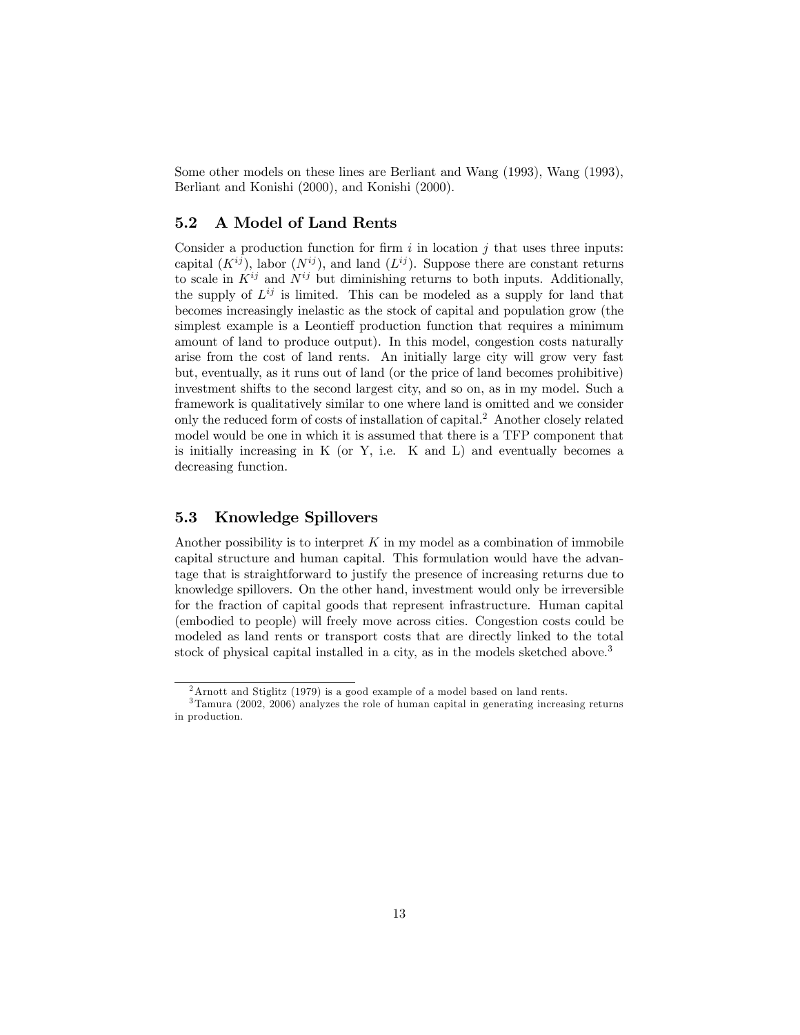Some other models on these lines are Berliant and Wang (1993), Wang (1993), Berliant and Konishi (2000), and Konishi (2000).

## 5.2 A Model of Land Rents

Consider a production function for firm $i$ in location $j$ that uses three inputs: capital ($K^{ij}$), labor ($N^{ij}$), and land ($L^{ij}$). Suppose there are constant returns to scale in $K^{ij}$ and $N^{ij}$ but diminishing returns to both inputs. Additionally, the supply of $L^{ij}$ is limited. This can be modeled as a supply for land that becomes increasingly inelastic as the stock of capital and population grow (the simplest example is a Leontieff production function that requires a minimum amount of land to produce output). In this model, congestion costs naturally arise from the cost of land rents. An initially large city will grow very fast but, eventually, as it runs out of land (or the price of land becomes prohibitive) investment shifts to the second largest city, and so on, as in my model. Such a framework is qualitatively similar to one where land is omitted and we consider only the reduced form of costs of installation of capital.[2] Another closely related model would be one in which it is assumed that there is a TFP component that is initially increasing in K (or Y, i.e. K and L) and eventually becomes a decreasing function.

## 5.3 Knowledge Spillovers

Another possibility is to interpret $K$ in my model as a combination of immobile capital structure and human capital. This formulation would have the advantage that is straightforward to justify the presence of increasing returns due to knowledge spillovers. On the other hand, investment would only be irreversible for the fraction of capital goods that represent infrastructure. Human capital (embodied to people) will freely move across cities. Congestion costs could be modeled as land rents or transport costs that are directly linked to the total stock of physical capital installed in a city, as in the models sketched above.[3]

[2] Arnott and Stiglitz (1979) is a good example of a model based on land rents.

[3] Tamura (2002, 2006) analyzes the role of human capital in generating increasing returns in production.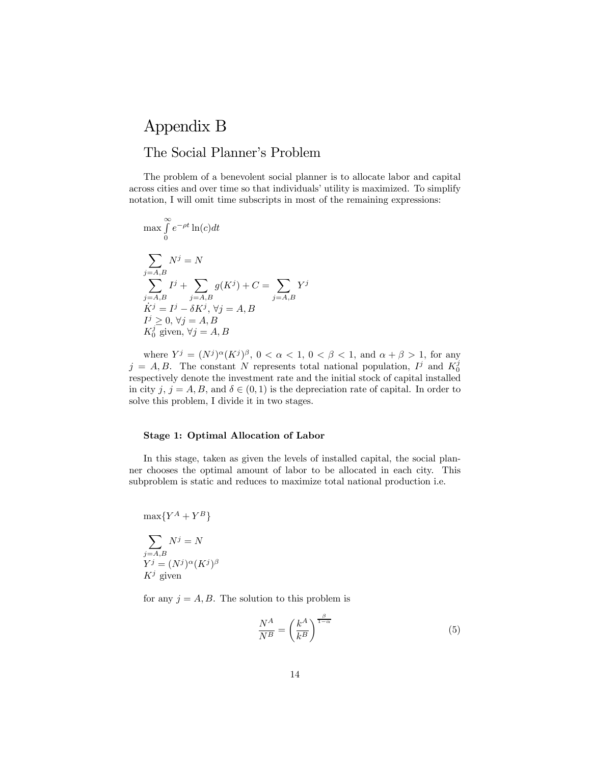# Appendix B

## The Social Planner's Problem

The problem of a benevolent social planner is to allocate labor and capital across cities and over time so that individuals' utility is maximized. To simplify notation, I will omit time subscripts in most of the remaining expressions:

$$\max \int_0^\infty e^{-\rho t} \ln(c) dt$$

$$\sum_{j=A,B} N^j = N$$
$$\sum_{j=A,B} I^j + \sum_{j=A,B} g(K^j) + C = \sum_{j=A,B} Y^j$$
$$\dot{K}^j = I^j - \delta K^j, \ \forall j = A, B$$
$$I^j \geq 0, \ \forall j = A, B$$
$$K_0^j \text{ given}, \ \forall j = A, B$$

where $Y^j = (N^j)^\alpha (K^j)^\beta$, $0 < \alpha < 1$, $0 < \beta < 1$, and $\alpha + \beta > 1$, for any $j = A, B$. The constant $N$ represents total national population, $I^j$ and $K_0^j$ respectively denote the investment rate and the initial stock of capital installed in city $j$, $j = A, B$, and $\delta \in (0, 1)$ is the depreciation rate of capital. In order to solve this problem, I divide it in two stages.

**Stage 1: Optimal Allocation of Labor**

In this stage, taken as given the levels of installed capital, the social planner chooses the optimal amount of labor to be allocated in each city. This subproblem is static and reduces to maximize total national production i.e.

$$\max\{Y^A + Y^B\}$$

$$\sum_{j=A,B} N^j = N$$
$$Y^j = (N^j)^\alpha (K^j)^\beta$$
$$K^j \text{ given}$$

for any $j = A, B$. The solution to this problem is

$$\frac{N^A}{N^B} = \left(\frac{k^A}{k^B}\right)^{\frac{\beta}{1-\alpha}} \tag{5}$$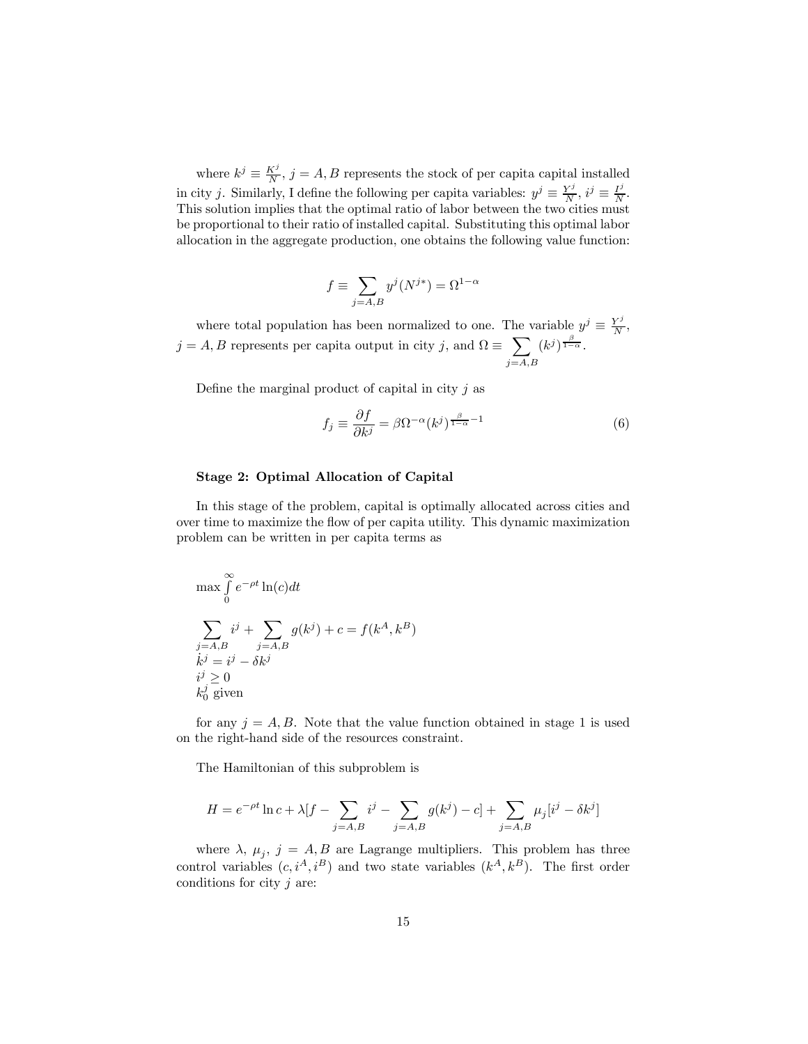where $k^j \equiv \frac{K^j}{N}$, $j = A, B$ represents the stock of per capita capital installed in city $j$. Similarly, I define the following per capita variables: $y^j \equiv \frac{Y^j}{N}$, $i^j \equiv \frac{I^j}{N}$. This solution implies that the optimal ratio of labor between the two cities must be proportional to their ratio of installed capital. Substituting this optimal labor allocation in the aggregate production, one obtains the following value function:

$$f \equiv \sum_{j=A,B} y^j(N^{j*}) = \Omega^{1-\alpha}$$

where total population has been normalized to one. The variable $y^j \equiv \frac{Y^j}{N}$, $j = A, B$ represents per capita output in city $j$, and $\Omega \equiv \sum_{j=A,B} (k^j)^{\frac{\beta}{1-\alpha}}$.

Define the marginal product of capital in city $j$ as

$$f_j \equiv \frac{\partial f}{\partial k^j} = \beta \Omega^{-\alpha} (k^j)^{\frac{\beta}{1-\alpha}-1} \tag{6}$$

**Stage 2: Optimal Allocation of Capital**

In this stage of the problem, capital is optimally allocated across cities and over time to maximize the flow of per capita utility. This dynamic maximization problem can be written in per capita terms as

$$\max \int_0^\infty e^{-\rho t} \ln(c) dt$$

$$\sum_{j=A,B} i^j + \sum_{j=A,B} g(k^j) + c = f(k^A, k^B)$$
$$\dot{k}^j = i^j - \delta k^j$$
$$i^j \geq 0$$
$$k_0^j \text{ given}$$

for any $j = A, B$. Note that the value function obtained in stage 1 is used on the right-hand side of the resources constraint.

The Hamiltonian of this subproblem is

$$H = e^{-\rho t} \ln c + \lambda [f - \sum_{j=A,B} i^j - \sum_{j=A,B} g(k^j) - c] + \sum_{j=A,B} \mu_j [i^j - \delta k^j]$$

where $\lambda$, $\mu_j$, $j = A, B$ are Lagrange multipliers. This problem has three control variables $(c, i^A, i^B)$ and two state variables $(k^A, k^B)$. The first order conditions for city $j$ are: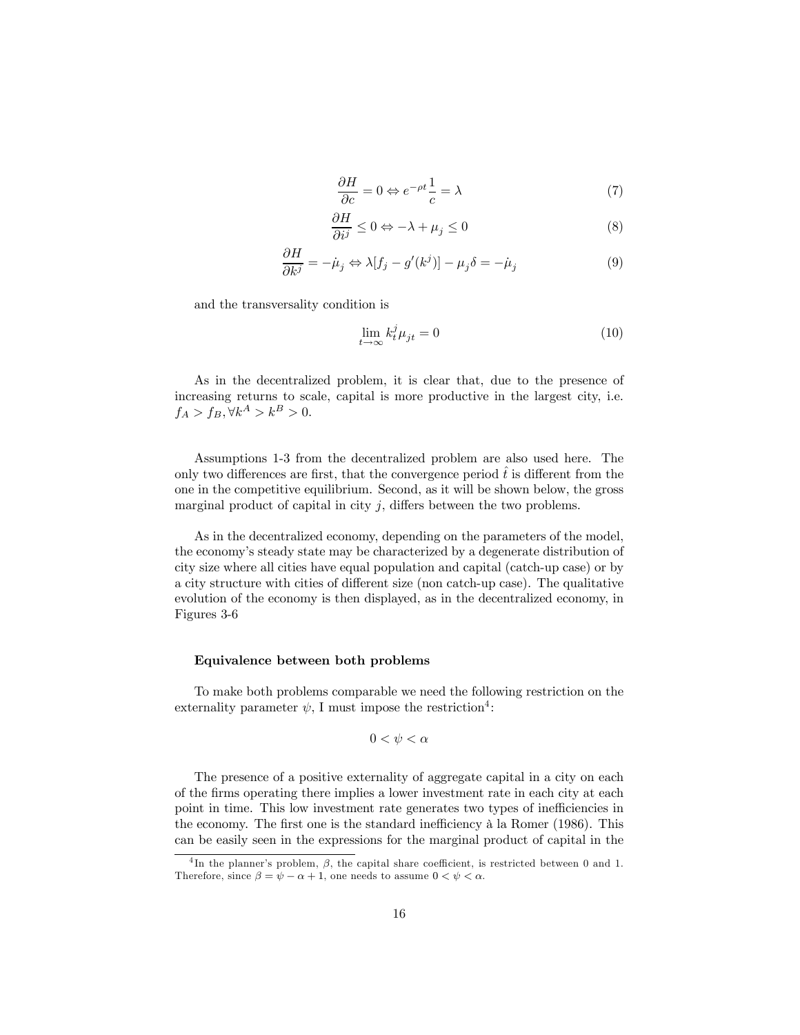$$\frac{\partial H}{\partial c} = 0 \Leftrightarrow e^{-\rho t}\frac{1}{c} = \lambda \tag{7}$$

$$\frac{\partial H}{\partial i^j} \leq 0 \Leftrightarrow -\lambda + \mu_j \leq 0 \tag{8}$$

$$\frac{\partial H}{\partial k^j} = -\dot{\mu}_j \Leftrightarrow \lambda[f_j - g'(k^j)] - \mu_j \delta = -\dot{\mu}_j \tag{9}$$

and the transversality condition is

$$\lim_{t\to\infty} k_t^j \mu_{jt} = 0 \tag{10}$$

As in the decentralized problem, it is clear that, due to the presence of increasing returns to scale, capital is more productive in the largest city, i.e. $f_A > f_B, \forall k^A > k^B > 0$.

Assumptions 1-3 from the decentralized problem are also used here. The only two differences are first, that the convergence period $\hat{t}$ is different from the one in the competitive equilibrium. Second, as it will be shown below, the gross marginal product of capital in city $j$, differs between the two problems.

As in the decentralized economy, depending on the parameters of the model, the economy's steady state may be characterized by a degenerate distribution of city size where all cities have equal population and capital (catch-up case) or by a city structure with cities of different size (non catch-up case). The qualitative evolution of the economy is then displayed, as in the decentralized economy, in Figures 3-6

**Equivalence between both problems**

To make both problems comparable we need the following restriction on the externality parameter $\psi$, I must impose the restriction[4]:

$$0 < \psi < \alpha$$

The presence of a positive externality of aggregate capital in a city on each of the firms operating there implies a lower investment rate in each city at each point in time. This low investment rate generates two types of inefficiencies in the economy. The first one is the standard inefficiency à la Romer (1986). This can be easily seen in the expressions for the marginal product of capital in the

[4] In the planner's problem, $\beta$, the capital share coefficient, is restricted between 0 and 1. Therefore, since $\beta = \psi - \alpha + 1$, one needs to assume $0 < \psi < \alpha$.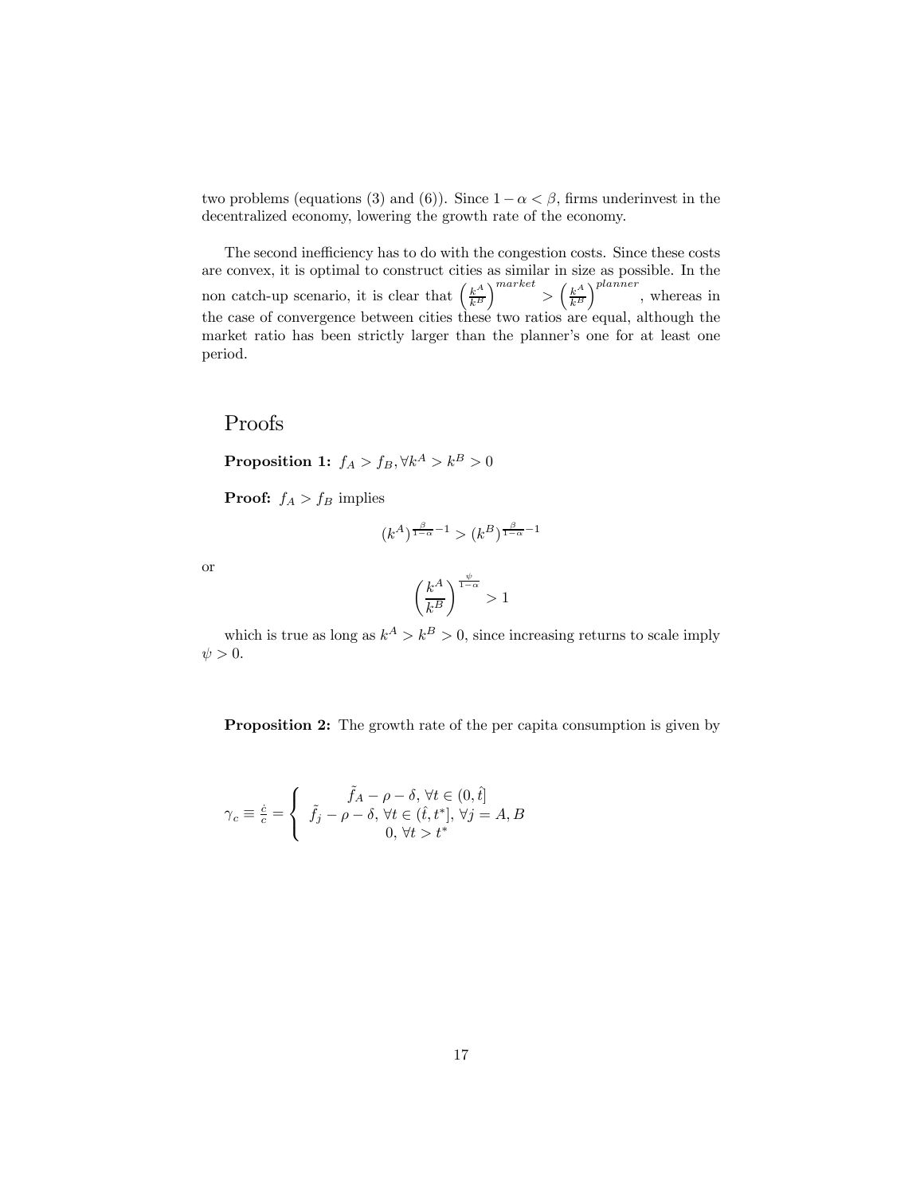two problems (equations (3) and (6)). Since $1-\alpha < \beta$, firms underinvest in the decentralized economy, lowering the growth rate of the economy.

The second inefficiency has to do with the congestion costs. Since these costs are convex, it is optimal to construct cities as similar in size as possible. In the non catch-up scenario, it is clear that $\left(\frac{k^A}{k^B}\right)^{market} > \left(\frac{k^A}{k^B}\right)^{planner}$, whereas in the case of convergence between cities these two ratios are equal, although the market ratio has been strictly larger than the planner's one for at least one period.

## Proofs

**Proposition 1:** $f_A > f_B, \forall k^A > k^B > 0$

**Proof:** $f_A > f_B$ implies

$$(k^A)^{\frac{\beta}{1-\alpha}-1} > (k^B)^{\frac{\beta}{1-\alpha}-1}$$

or

$$\left(\frac{k^A}{k^B}\right)^{\frac{\psi}{1-\alpha}} > 1$$

which is true as long as $k^A > k^B > 0$, since increasing returns to scale imply $\psi > 0$.

**Proposition 2:** The growth rate of the per capita consumption is given by

$$\gamma_c \equiv \frac{\dot{c}}{c} = \begin{cases} \tilde{f}_A - \rho - \delta, \forall t \in (0, \hat{t}] \\ \tilde{f}_j - \rho - \delta, \forall t \in (\hat{t}, t^*], \forall j = A, B \\ 0, \forall t > t^* \end{cases}$$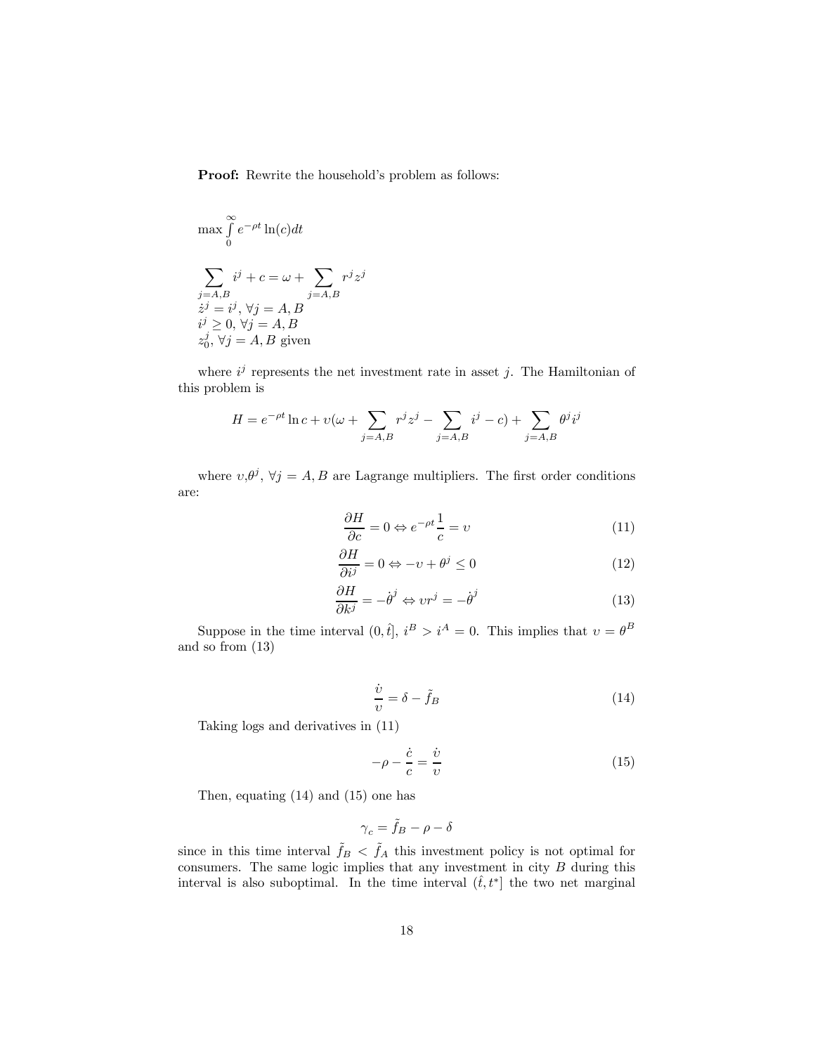**Proof:** Rewrite the household's problem as follows:

$$\max \int_0^\infty e^{-\rho t} \ln(c) dt$$

$$\sum_{j=A,B} i^j + c = \omega + \sum_{j=A,B} r^j z^j$$
$$\dot{z}^j = i^j,\ \forall j = A, B$$
$$i^j \geq 0,\ \forall j = A, B$$
$$z_0^j,\ \forall j = A, B \text{ given}$$

where $i^j$ represents the net investment rate in asset $j$. The Hamiltonian of this problem is

$$H = e^{-\rho t} \ln c + \upsilon(\omega + \sum_{j=A,B} r^j z^j - \sum_{j=A,B} i^j - c) + \sum_{j=A,B} \theta^j i^j$$

where $\upsilon$,$\theta^j$, $\forall j = A, B$ are Lagrange multipliers. The first order conditions are:

$$\frac{\partial H}{\partial c} = 0 \Leftrightarrow e^{-\rho t} \frac{1}{c} = \upsilon \tag{11}$$

$$\frac{\partial H}{\partial i^j} = 0 \Leftrightarrow -\upsilon + \theta^j \leq 0 \tag{12}$$

$$\frac{\partial H}{\partial k^j} = -\dot{\theta}^j \Leftrightarrow \upsilon r^j = -\dot{\theta}^j \tag{13}$$

Suppose in the time interval $(0, \hat{t}]$, $i^B > i^A = 0$. This implies that $\upsilon = \theta^B$ and so from (13)

$$\frac{\dot{\upsilon}}{\upsilon} = \delta - \tilde{f}_B \tag{14}$$

Taking logs and derivatives in (11)

$$-\rho - \frac{\dot{c}}{c} = \frac{\dot{\upsilon}}{\upsilon} \tag{15}$$

Then, equating (14) and (15) one has

$$\gamma_c = \tilde{f}_B - \rho - \delta$$

since in this time interval $\tilde{f}_B < \tilde{f}_A$ this investment policy is not optimal for consumers. The same logic implies that any investment in city $B$ during this interval is also suboptimal. In the time interval $(\hat{t}, t^*]$ the two net marginal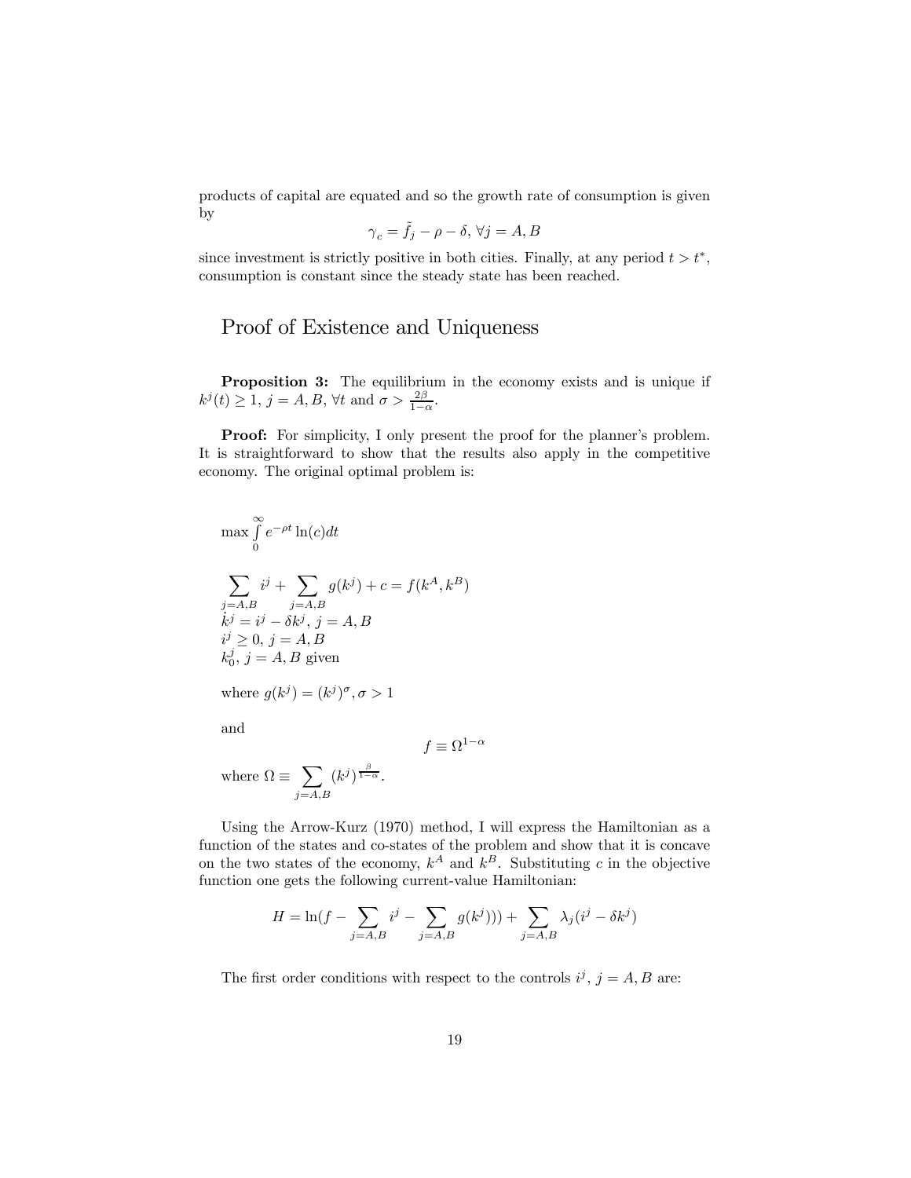products of capital are equated and so the growth rate of consumption is given by

$$\gamma_c = \tilde{f}_j - \rho - \delta, \forall j = A, B$$

since investment is strictly positive in both cities. Finally, at any period $t > t^*$, consumption is constant since the steady state has been reached.

## Proof of Existence and Uniqueness

**Proposition 3:** The equilibrium in the economy exists and is unique if $k^j(t) \geq 1$, $j = A, B$, $\forall t$ and $\sigma > \frac{2\beta}{1-\alpha}$.

**Proof:** For simplicity, I only present the proof for the planner's problem. It is straightforward to show that the results also apply in the competitive economy. The original optimal problem is:

$$\max \int_0^\infty e^{-\rho t} \ln(c) dt$$

$$\sum_{j=A,B} i^j + \sum_{j=A,B} g(k^j) + c = f(k^A, k^B)$$
$$\dot{k}^j = i^j - \delta k^j, \; j = A, B$$
$$i^j \geq 0, \; j = A, B$$
$$k_0^j, \; j = A, B \text{ given}$$

where $g(k^j) = (k^j)^\sigma, \sigma > 1$

and

$$f \equiv \Omega^{1-\alpha}$$

where $\Omega \equiv \sum_{j=A,B} (k^j)^{\frac{\beta}{1-\alpha}}$.

Using the Arrow-Kurz (1970) method, I will express the Hamiltonian as a function of the states and co-states of the problem and show that it is concave on the two states of the economy, $k^A$ and $k^B$. Substituting $c$ in the objective function one gets the following current-value Hamiltonian:

$$H = \ln(f - \sum_{j=A,B} i^j - \sum_{j=A,B} g(k^j))) + \sum_{j=A,B} \lambda_j (i^j - \delta k^j)$$

The first order conditions with respect to the controls $i^j$, $j = A, B$ are: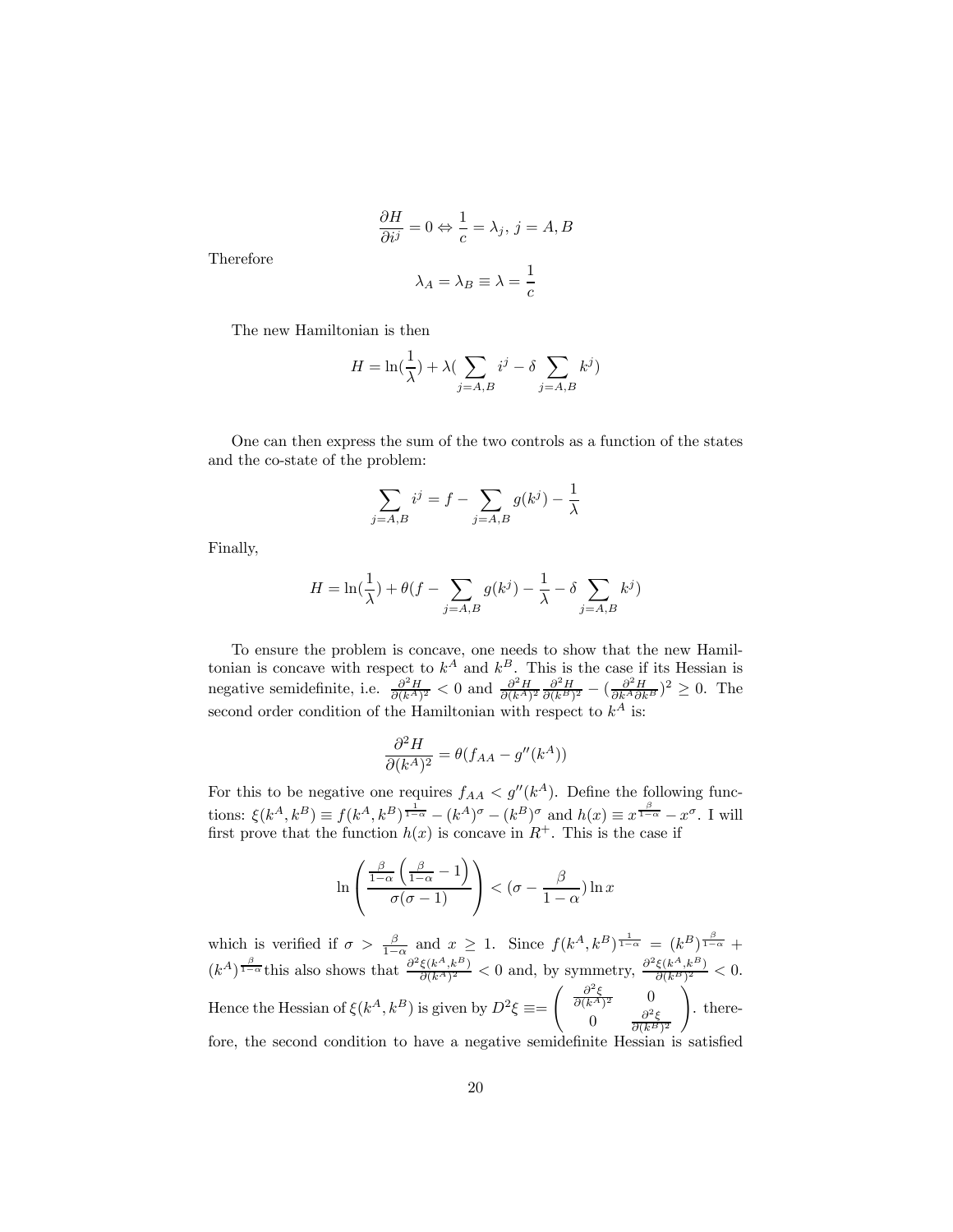$$\frac{\partial H}{\partial i^j} = 0 \Leftrightarrow \frac{1}{c} = \lambda_j,\ j = A, B$$

Therefore

$$\lambda_A = \lambda_B \equiv \lambda = \frac{1}{c}$$

The new Hamiltonian is then

$$H = \ln(\frac{1}{\lambda}) + \lambda(\sum_{j=A,B} i^j - \delta \sum_{j=A,B} k^j)$$

One can then express the sum of the two controls as a function of the states and the co-state of the problem:

$$\sum_{j=A,B} i^j = f - \sum_{j=A,B} g(k^j) - \frac{1}{\lambda}$$

Finally,

$$H = \ln(\frac{1}{\lambda}) + \theta(f - \sum_{j=A,B} g(k^j) - \frac{1}{\lambda} - \delta \sum_{j=A,B} k^j)$$

To ensure the problem is concave, one needs to show that the new Hamiltonian is concave with respect to $k^A$ and $k^B$. This is the case if its Hessian is negative semidefinite, i.e. $\frac{\partial^2 H}{\partial (k^A)^2} < 0$ and $\frac{\partial^2 H}{\partial (k^A)^2}\frac{\partial^2 H}{\partial (k^B)^2} - (\frac{\partial^2 H}{\partial k^A \partial k^B})^2 \geq 0$. The second order condition of the Hamiltonian with respect to $k^A$ is:

$$\frac{\partial^2 H}{\partial (k^A)^2} = \theta(f_{AA} - g''(k^A))$$

For this to be negative one requires $f_{AA} < g''(k^A)$. Define the following functions: $\xi(k^A, k^B) \equiv f(k^A, k^B)^{\frac{1}{1-\alpha}} - (k^A)^\sigma - (k^B)^\sigma$ and $h(x) \equiv x^{\frac{\beta}{1-\alpha}} - x^\sigma$. I will first prove that the function $h(x)$ is concave in $R^+$. This is the case if

$$\ln\left(\frac{\frac{\beta}{1-\alpha}\left(\frac{\beta}{1-\alpha} - 1\right)}{\sigma(\sigma - 1)}\right) < (\sigma - \frac{\beta}{1-\alpha}) \ln x$$

which is verified if $\sigma > \frac{\beta}{1-\alpha}$ and $x \geq 1$. Since $f(k^A, k^B)^{\frac{1}{1-\alpha}} = (k^B)^{\frac{\beta}{1-\alpha}} + (k^A)^{\frac{\beta}{1-\alpha}}$ this also shows that $\frac{\partial^2 \xi(k^A, k^B)}{\partial (k^A)^2} < 0$ and, by symmetry, $\frac{\partial^2 \xi(k^A, k^B)}{\partial (k^B)^2} < 0$. Hence the Hessian of $\xi(k^A, k^B)$ is given by $D^2\xi \equiv = \begin{pmatrix} \frac{\partial^2 \xi}{\partial (k^A)^2} & 0 \\ 0 & \frac{\partial^2 \xi}{\partial (k^B)^2} \end{pmatrix}$. therefore, the second condition to have a negative semidefinite Hessian is satisfied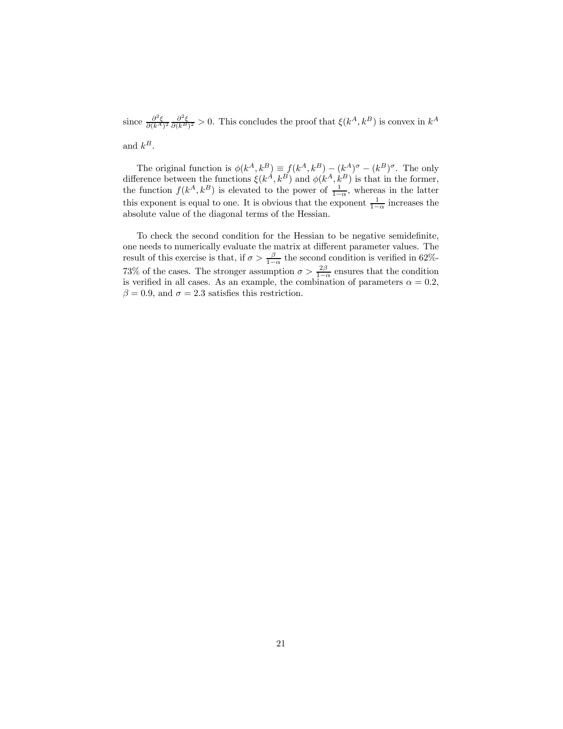since $\frac{\partial^2 \xi}{\partial (k^A)^2} \frac{\partial^2 \xi}{\partial (k^B)^2} > 0$. This concludes the proof that $\xi(k^A, k^B)$ is convex in $k^A$ and $k^B$.

The original function is $\phi(k^A, k^B) \equiv f(k^A, k^B) - (k^A)^\sigma - (k^B)^\sigma$. The only difference between the functions $\xi(k^A, k^B)$ and $\phi(k^A, k^B)$ is that in the former, the function $f(k^A, k^B)$ is elevated to the power of $\frac{1}{1-\alpha}$, whereas in the latter this exponent is equal to one. It is obvious that the exponent $\frac{1}{1-\alpha}$ increases the absolute value of the diagonal terms of the Hessian.

To check the second condition for the Hessian to be negative semidefinite, one needs to numerically evaluate the matrix at different parameter values. The result of this exercise is that, if $\sigma > \frac{\beta}{1-\alpha}$ the second condition is verified in 62%-73% of the cases. The stronger assumption $\sigma > \frac{2\beta}{1-\alpha}$ ensures that the condition is verified in all cases. As an example, the combination of parameters $\alpha = 0.2$, $\beta = 0.9$, and $\sigma = 2.3$ satisfies this restriction.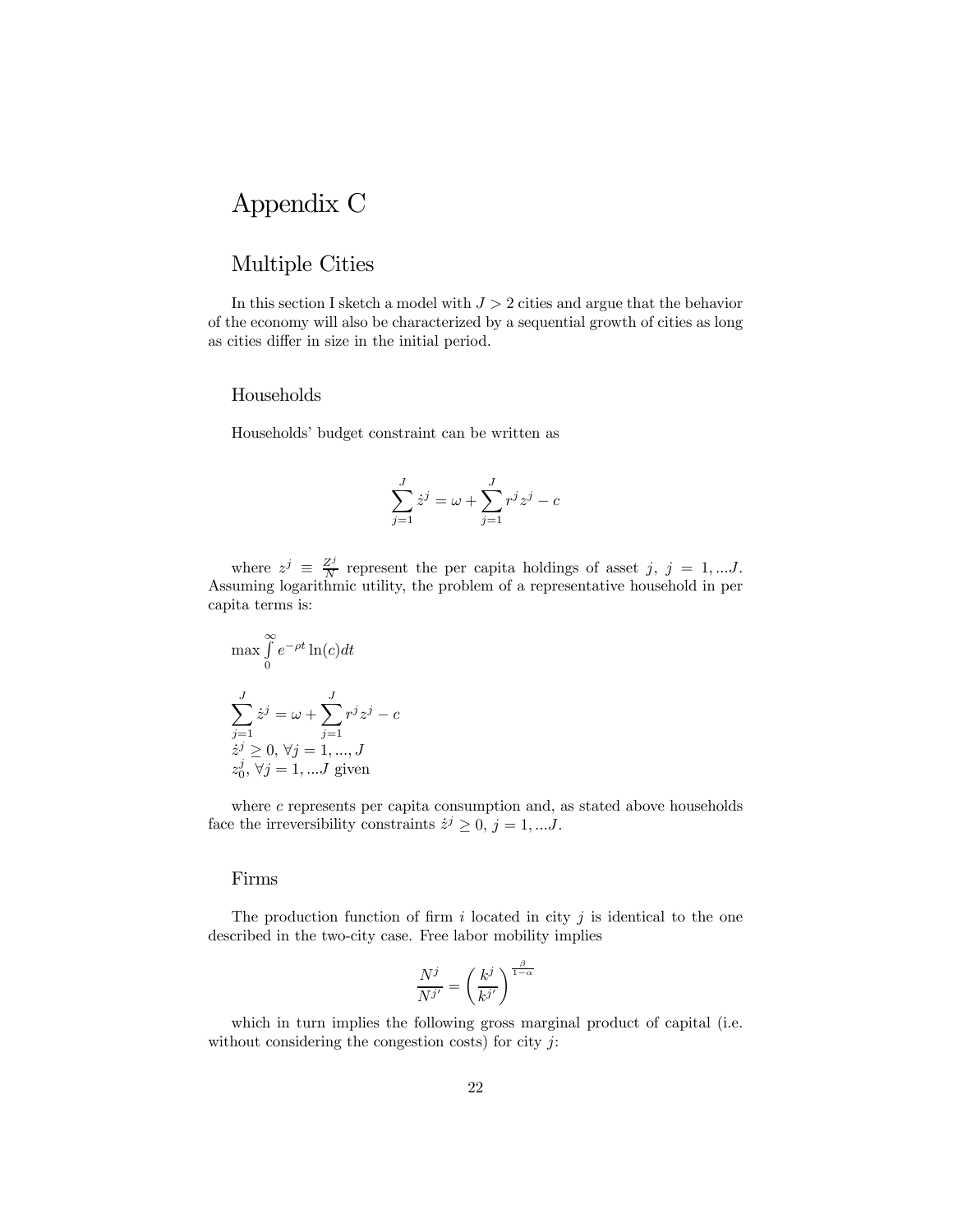# Appendix C

## Multiple Cities

In this section I sketch a model with $J > 2$ cities and argue that the behavior of the economy will also be characterized by a sequential growth of cities as long as cities differ in size in the initial period.

### Households

Households' budget constraint can be written as

$$\sum_{j=1}^{J} \dot{z}^j = \omega + \sum_{j=1}^{J} r^j z^j - c$$

where $z^j \equiv \frac{Z^j}{N}$ represent the per capita holdings of asset $j$, $j = 1, ...J$. Assuming logarithmic utility, the problem of a representative household in per capita terms is:

$$\max \int_0^\infty e^{-\rho t} \ln(c) dt$$

$$\sum_{j=1}^{J} \dot{z}^j = \omega + \sum_{j=1}^{J} r^j z^j - c$$
$$\dot{z}^j \geq 0, \ \forall j = 1, ..., J$$
$$z_0^j, \ \forall j = 1, ...J \text{ given}$$

where $c$ represents per capita consumption and, as stated above households face the irreversibility constraints $\dot{z}^j \geq 0$, $j = 1, ...J$.

### Firms

The production function of firm $i$ located in city $j$ is identical to the one described in the two-city case. Free labor mobility implies

$$\frac{N^j}{N^{j'}} = \left( \frac{k^j}{k^{j'}} \right)^{\frac{\beta}{1-\alpha}}$$

which in turn implies the following gross marginal product of capital (i.e. without considering the congestion costs) for city $j$: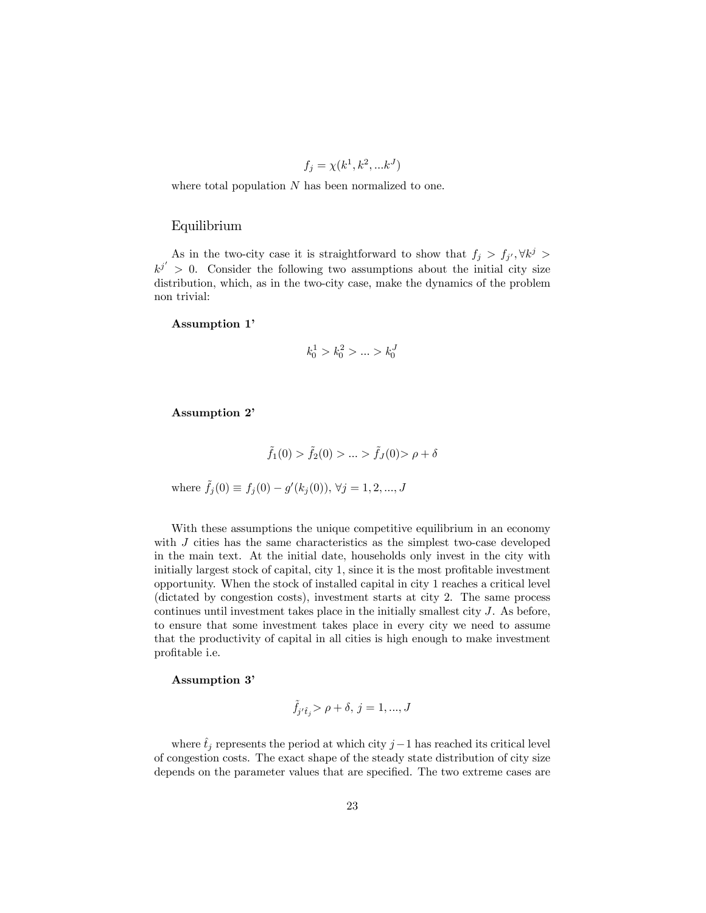$$f_j = \chi(k^1, k^2, ...k^J)$$

where total population $N$ has been normalized to one.

## Equilibrium

As in the two-city case it is straightforward to show that $f_j > f_{j'}, \forall k^j > k^{j'} > 0$. Consider the following two assumptions about the initial city size distribution, which, as in the two-city case, make the dynamics of the problem non trivial:

**Assumption 1'**

$$k_0^1 > k_0^2 > ... > k_0^J$$

**Assumption 2'**

$$\tilde{f}_1(0) > \tilde{f}_2(0) > ... > \tilde{f}_J(0) > \rho + \delta$$

where $\tilde{f}_j(0) \equiv f_j(0) - g'(k_j(0))$, $\forall j = 1, 2, ..., J$

With these assumptions the unique competitive equilibrium in an economy with $J$ cities has the same characteristics as the simplest two-case developed in the main text. At the initial date, households only invest in the city with initially largest stock of capital, city 1, since it is the most profitable investment opportunity. When the stock of installed capital in city 1 reaches a critical level (dictated by congestion costs), investment starts at city 2. The same process continues until investment takes place in the initially smallest city $J$. As before, to ensure that some investment takes place in every city we need to assume that the productivity of capital in all cities is high enough to make investment profitable i.e.

**Assumption 3'**

$$\tilde{f}_{j'\hat{t}_j} > \rho + \delta, \; j = 1, ..., J$$

where $\hat{t}_j$ represents the period at which city $j-1$ has reached its critical level of congestion costs. The exact shape of the steady state distribution of city size depends on the parameter values that are specified. The two extreme cases are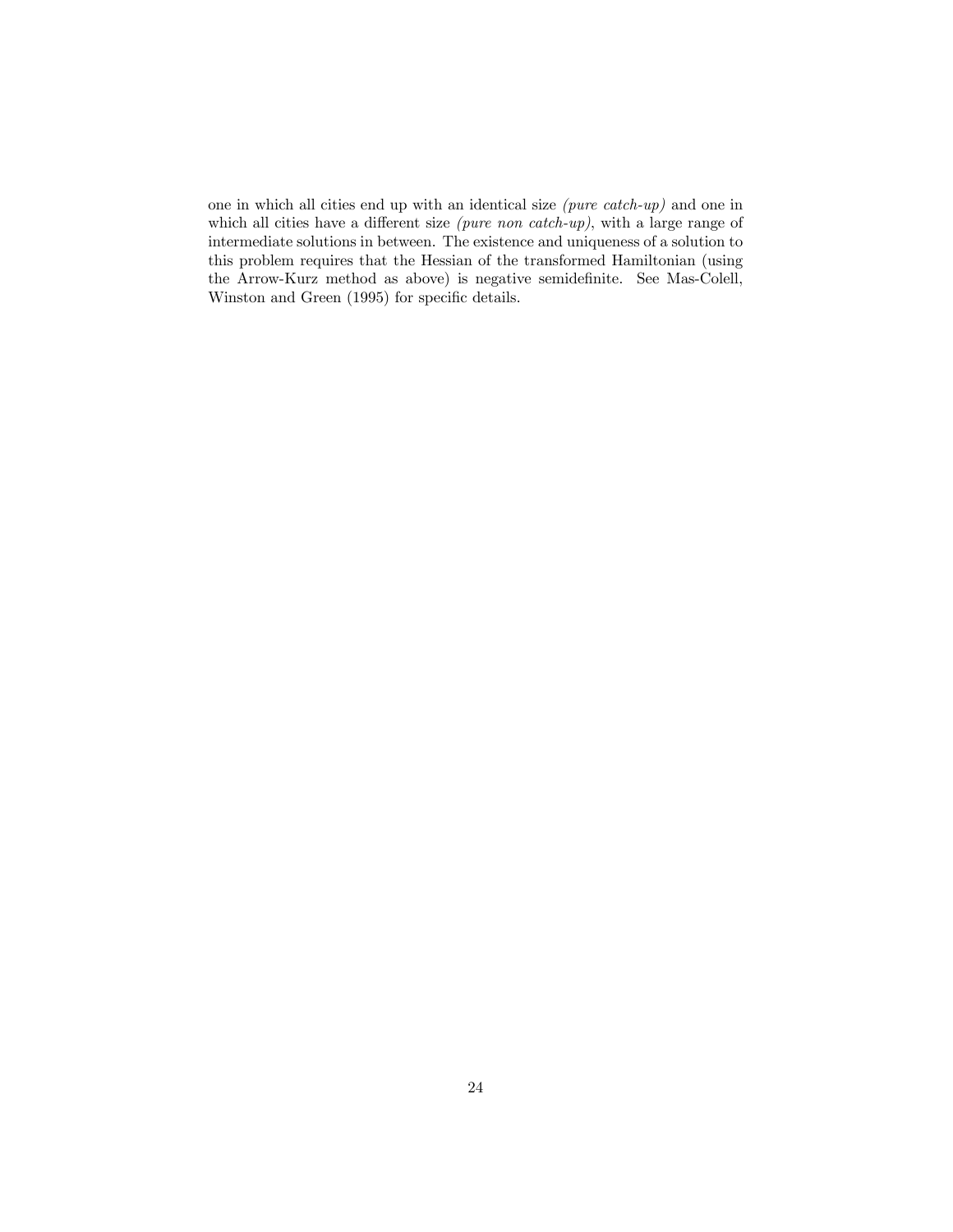one in which all cities end up with an identical size *(pure catch-up)* and one in which all cities have a different size *(pure non catch-up)*, with a large range of intermediate solutions in between. The existence and uniqueness of a solution to this problem requires that the Hessian of the transformed Hamiltonian (using the Arrow-Kurz method as above) is negative semidefinite. See Mas-Colell, Winston and Green (1995) for specific details.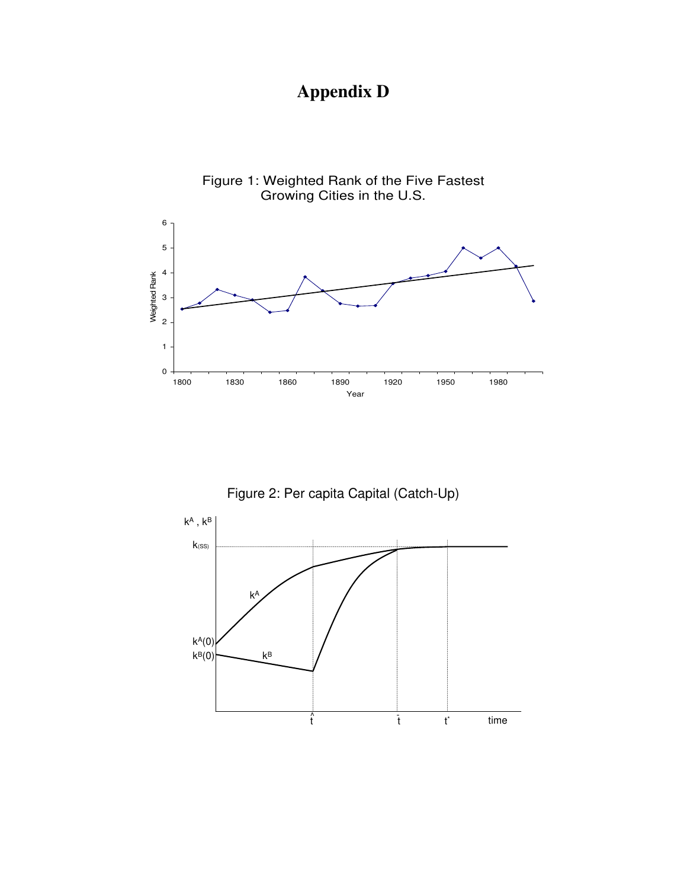# Appendix D

Figure 1: Weighted Rank of the Five Fastest Growing Cities in the U.S.

Figure 2: Per capita Capital (Catch-Up)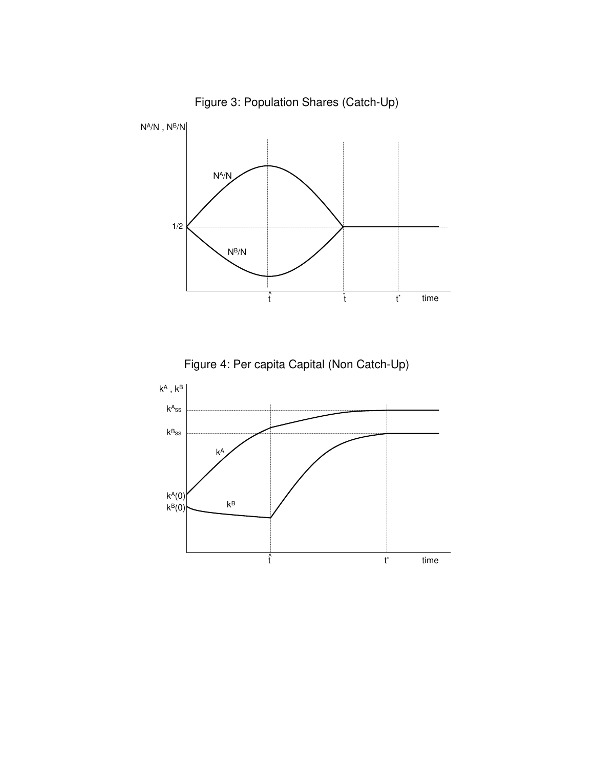Figure 3: Population Shares (Catch-Up)

Figure 4: Per capita Capital (Non Catch-Up)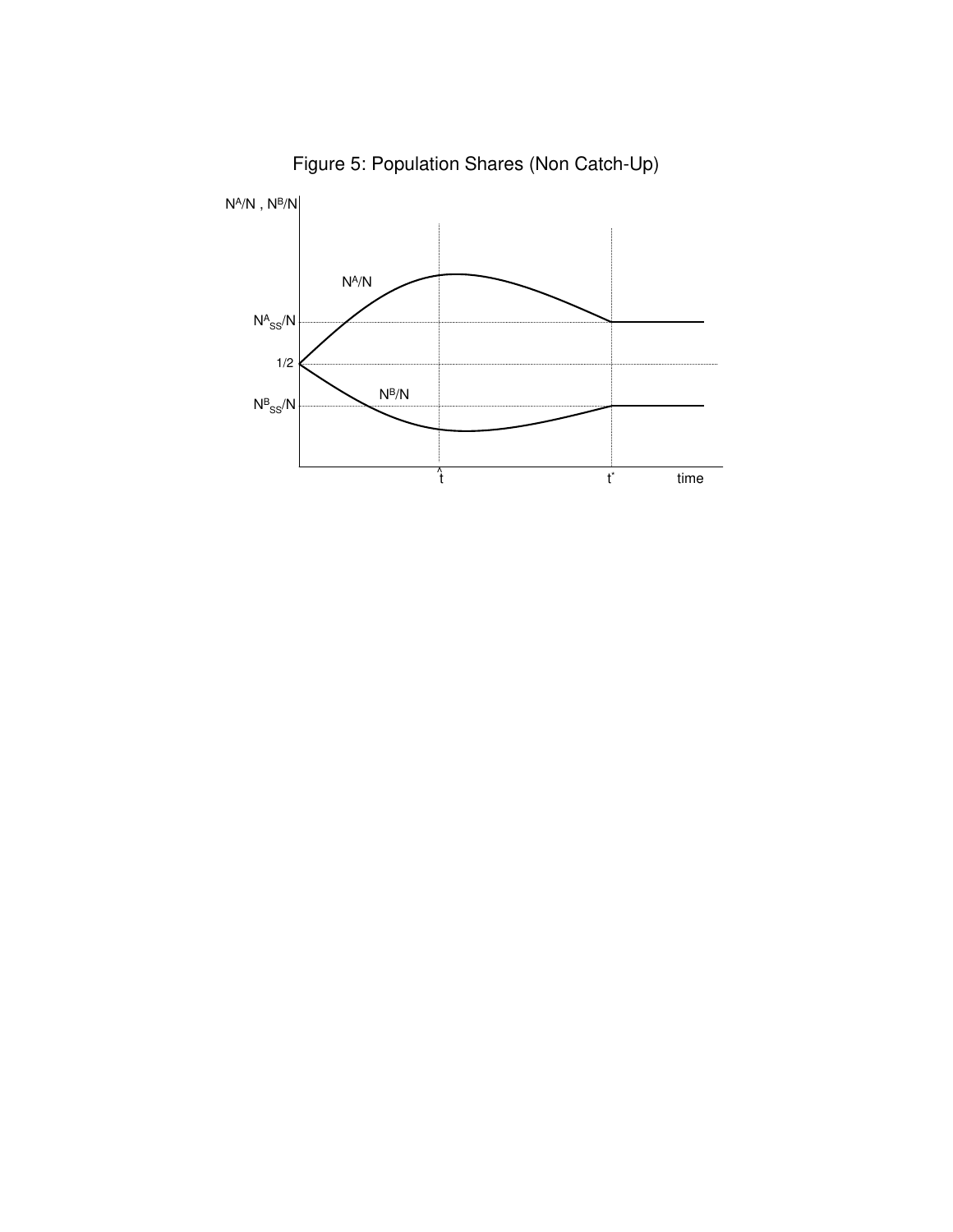Figure 5: Population Shares (Non Catch-Up)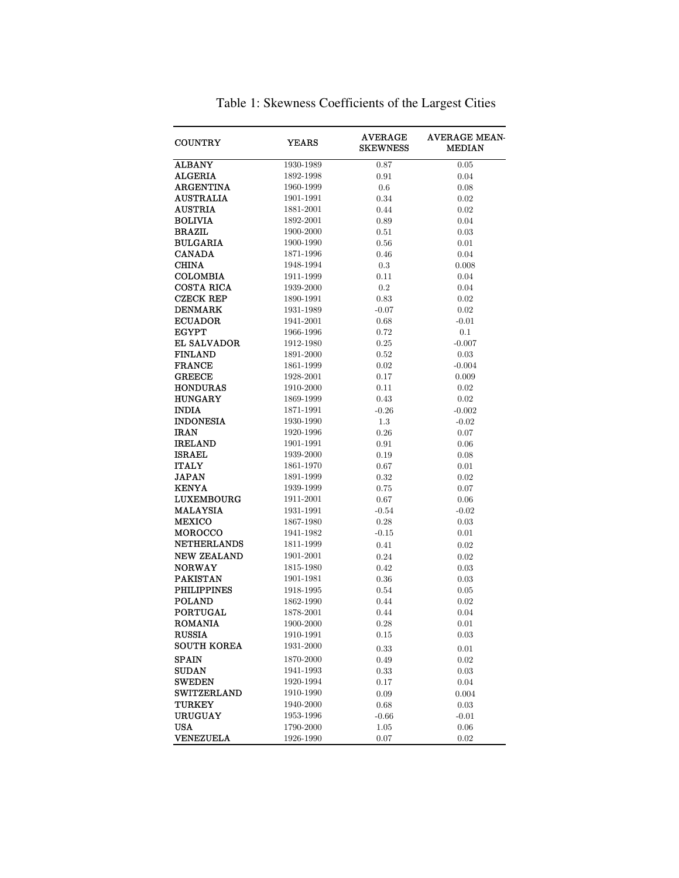Table 1: Skewness Coefficients of the Largest Cities

| COUNTRY | YEARS | AVERAGE SKEWNESS | AVERAGE MEAN-MEDIAN |
|---|---|---|---|
| ALBANY | 1930-1989 | 0.87 | 0.05 |
| ALGERIA | 1892-1998 | 0.91 | 0.04 |
| ARGENTINA | 1960-1999 | 0.6 | 0.08 |
| AUSTRALIA | 1901-1991 | 0.34 | 0.02 |
| AUSTRIA | 1881-2001 | 0.44 | 0.02 |
| BOLIVIA | 1892-2001 | 0.89 | 0.04 |
| BRAZIL | 1900-2000 | 0.51 | 0.03 |
| BULGARIA | 1900-1990 | 0.56 | 0.01 |
| CANADA | 1871-1996 | 0.46 | 0.04 |
| CHINA | 1948-1994 | 0.3 | 0.008 |
| COLOMBIA | 1911-1999 | 0.11 | 0.04 |
| COSTA RICA | 1939-2000 | 0.2 | 0.04 |
| CZECK REP | 1890-1991 | 0.83 | 0.02 |
| DENMARK | 1931-1989 | -0.07 | 0.02 |
| ECUADOR | 1941-2001 | 0.68 | -0.01 |
| EGYPT | 1966-1996 | 0.72 | 0.1 |
| EL SALVADOR | 1912-1980 | 0.25 | -0.007 |
| FINLAND | 1891-2000 | 0.52 | 0.03 |
| FRANCE | 1861-1999 | 0.02 | -0.004 |
| GREECE | 1928-2001 | 0.17 | 0.009 |
| HONDURAS | 1910-2000 | 0.11 | 0.02 |
| HUNGARY | 1869-1999 | 0.43 | 0.02 |
| INDIA | 1871-1991 | -0.26 | -0.002 |
| INDONESIA | 1930-1990 | 1.3 | -0.02 |
| IRAN | 1920-1996 | 0.26 | 0.07 |
| IRELAND | 1901-1991 | 0.91 | 0.06 |
| ISRAEL | 1939-2000 | 0.19 | 0.08 |
| ITALY | 1861-1970 | 0.67 | 0.01 |
| JAPAN | 1891-1999 | 0.32 | 0.02 |
| KENYA | 1939-1999 | 0.75 | 0.07 |
| LUXEMBOURG | 1911-2001 | 0.67 | 0.06 |
| MALAYSIA | 1931-1991 | -0.54 | -0.02 |
| MEXICO | 1867-1980 | 0.28 | 0.03 |
| MOROCCO | 1941-1982 | -0.15 | 0.01 |
| NETHERLANDS | 1811-1999 | 0.41 | 0.02 |
| NEW ZEALAND | 1901-2001 | 0.24 | 0.02 |
| NORWAY | 1815-1980 | 0.42 | 0.03 |
| PAKISTAN | 1901-1981 | 0.36 | 0.03 |
| PHILIPPINES | 1918-1995 | 0.54 | 0.05 |
| POLAND | 1862-1990 | 0.44 | 0.02 |
| PORTUGAL | 1878-2001 | 0.44 | 0.04 |
| ROMANIA | 1900-2000 | 0.28 | 0.01 |
| RUSSIA | 1910-1991 | 0.15 | 0.03 |
| SOUTH KOREA | 1931-2000 | 0.33 | 0.01 |
| SPAIN | 1870-2000 | 0.49 | 0.02 |
| SUDAN | 1941-1993 | 0.33 | 0.03 |
| SWEDEN | 1920-1994 | 0.17 | 0.04 |
| SWITZERLAND | 1910-1990 | 0.09 | 0.004 |
| TURKEY | 1940-2000 | 0.68 | 0.03 |
| URUGUAY | 1953-1996 | -0.66 | -0.01 |
| USA | 1790-2000 | 1.05 | 0.06 |
| VENEZUELA | 1926-1990 | 0.07 | 0.02 |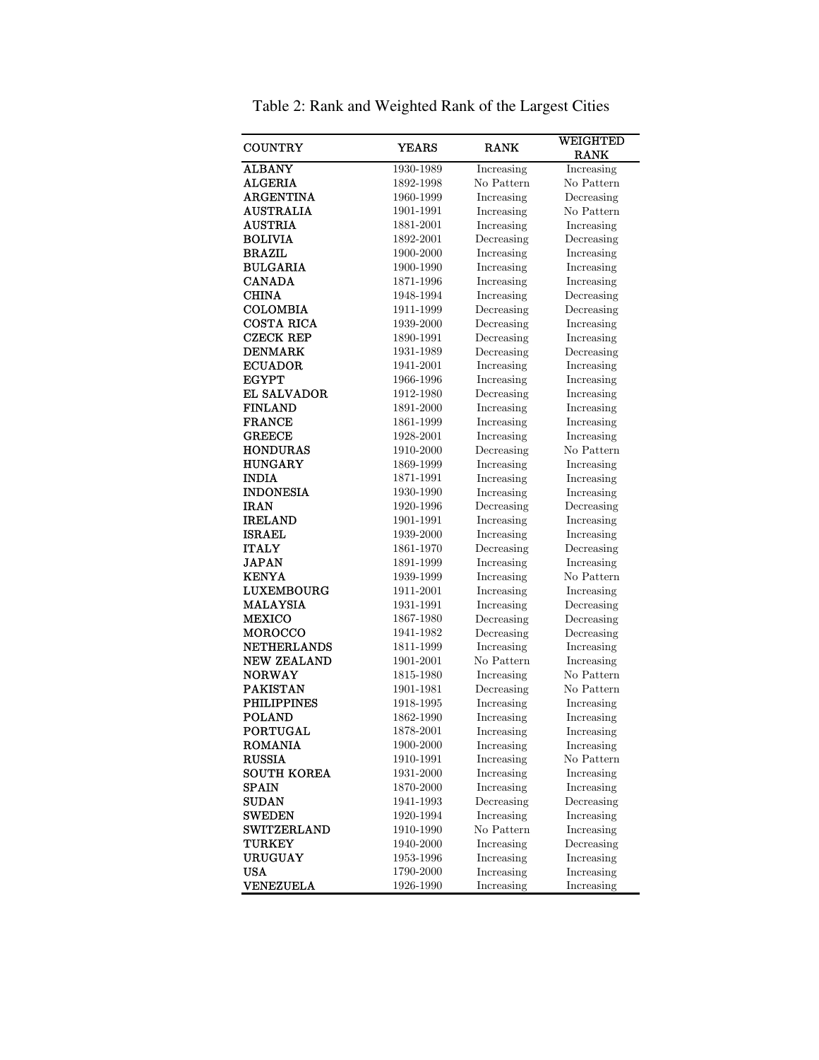Table 2: Rank and Weighted Rank of the Largest Cities

| COUNTRY | YEARS | RANK | WEIGHTED RANK |
|---|---|---|---|
| ALBANY | 1930-1989 | Increasing | Increasing |
| ALGERIA | 1892-1998 | No Pattern | No Pattern |
| ARGENTINA | 1960-1999 | Increasing | Decreasing |
| AUSTRALIA | 1901-1991 | Increasing | No Pattern |
| AUSTRIA | 1881-2001 | Increasing | Increasing |
| BOLIVIA | 1892-2001 | Decreasing | Decreasing |
| BRAZIL | 1900-2000 | Increasing | Increasing |
| BULGARIA | 1900-1990 | Increasing | Increasing |
| CANADA | 1871-1996 | Increasing | Increasing |
| CHINA | 1948-1994 | Increasing | Decreasing |
| COLOMBIA | 1911-1999 | Decreasing | Decreasing |
| COSTA RICA | 1939-2000 | Decreasing | Increasing |
| CZECK REP | 1890-1991 | Decreasing | Increasing |
| DENMARK | 1931-1989 | Decreasing | Decreasing |
| ECUADOR | 1941-2001 | Increasing | Increasing |
| EGYPT | 1966-1996 | Increasing | Increasing |
| EL SALVADOR | 1912-1980 | Decreasing | Increasing |
| FINLAND | 1891-2000 | Increasing | Increasing |
| FRANCE | 1861-1999 | Increasing | Increasing |
| GREECE | 1928-2001 | Increasing | Increasing |
| HONDURAS | 1910-2000 | Decreasing | No Pattern |
| HUNGARY | 1869-1999 | Increasing | Increasing |
| INDIA | 1871-1991 | Increasing | Increasing |
| INDONESIA | 1930-1990 | Increasing | Increasing |
| IRAN | 1920-1996 | Decreasing | Decreasing |
| IRELAND | 1901-1991 | Increasing | Increasing |
| ISRAEL | 1939-2000 | Increasing | Increasing |
| ITALY | 1861-1970 | Decreasing | Decreasing |
| JAPAN | 1891-1999 | Increasing | Increasing |
| KENYA | 1939-1999 | Increasing | No Pattern |
| LUXEMBOURG | 1911-2001 | Increasing | Increasing |
| MALAYSIA | 1931-1991 | Increasing | Decreasing |
| MEXICO | 1867-1980 | Decreasing | Decreasing |
| MOROCCO | 1941-1982 | Decreasing | Decreasing |
| NETHERLANDS | 1811-1999 | Increasing | Increasing |
| NEW ZEALAND | 1901-2001 | No Pattern | Increasing |
| NORWAY | 1815-1980 | Increasing | No Pattern |
| PAKISTAN | 1901-1981 | Decreasing | No Pattern |
| PHILIPPINES | 1918-1995 | Increasing | Increasing |
| POLAND | 1862-1990 | Increasing | Increasing |
| PORTUGAL | 1878-2001 | Increasing | Increasing |
| ROMANIA | 1900-2000 | Increasing | Increasing |
| RUSSIA | 1910-1991 | Increasing | No Pattern |
| SOUTH KOREA | 1931-2000 | Increasing | Increasing |
| SPAIN | 1870-2000 | Increasing | Increasing |
| SUDAN | 1941-1993 | Decreasing | Decreasing |
| SWEDEN | 1920-1994 | Increasing | Increasing |
| SWITZERLAND | 1910-1990 | No Pattern | Increasing |
| TURKEY | 1940-2000 | Increasing | Decreasing |
| URUGUAY | 1953-1996 | Increasing | Increasing |
| USA | 1790-2000 | Increasing | Increasing |
| VENEZUELA | 1926-1990 | Increasing | Increasing |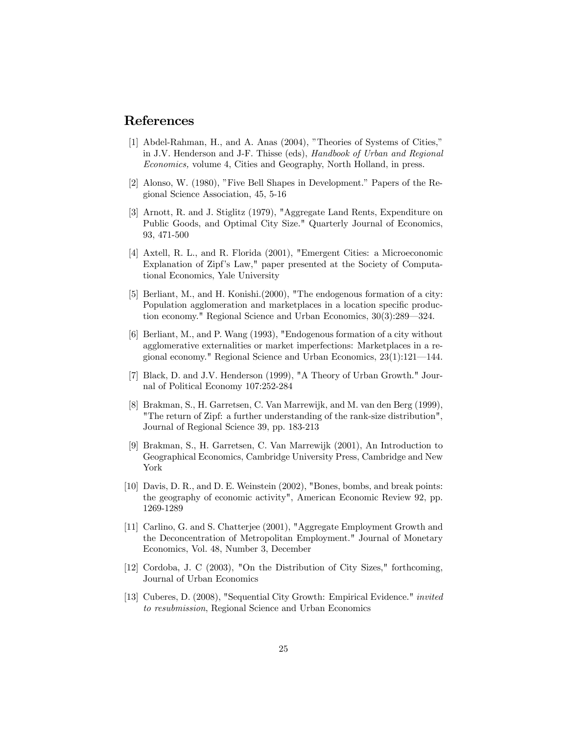## References

[1] Abdel-Rahman, H., and A. Anas (2004), "Theories of Systems of Cities," in J.V. Henderson and J-F. Thisse (eds), *Handbook of Urban and Regional Economics,* volume 4, Cities and Geography, North Holland, in press.

[2] Alonso, W. (1980), "Five Bell Shapes in Development." Papers of the Regional Science Association, 45, 5-16

[3] Arnott, R. and J. Stiglitz (1979), "Aggregate Land Rents, Expenditure on Public Goods, and Optimal City Size." Quarterly Journal of Economics, 93, 471-500

[4] Axtell, R. L., and R. Florida (2001), "Emergent Cities: a Microeconomic Explanation of Zipf's Law," paper presented at the Society of Computational Economics, Yale University

[5] Berliant, M., and H. Konishi.(2000), "The endogenous formation of a city: Population agglomeration and marketplaces in a location specific production economy." Regional Science and Urban Economics, 30(3):289—324.

[6] Berliant, M., and P. Wang (1993), "Endogenous formation of a city without agglomerative externalities or market imperfections: Marketplaces in a regional economy." Regional Science and Urban Economics, 23(1):121—144.

[7] Black, D. and J.V. Henderson (1999), "A Theory of Urban Growth." Journal of Political Economy 107:252-284

[8] Brakman, S., H. Garretsen, C. Van Marrewijk, and M. van den Berg (1999), "The return of Zipf: a further understanding of the rank-size distribution", Journal of Regional Science 39, pp. 183-213

[9] Brakman, S., H. Garretsen, C. Van Marrewijk (2001), An Introduction to Geographical Economics, Cambridge University Press, Cambridge and New York

[10] Davis, D. R., and D. E. Weinstein (2002), "Bones, bombs, and break points: the geography of economic activity", American Economic Review 92, pp. 1269-1289

[11] Carlino, G. and S. Chatterjee (2001), "Aggregate Employment Growth and the Deconcentration of Metropolitan Employment." Journal of Monetary Economics, Vol. 48, Number 3, December

[12] Cordoba, J. C (2003), "On the Distribution of City Sizes," forthcoming, Journal of Urban Economics

[13] Cuberes, D. (2008), "Sequential City Growth: Empirical Evidence." *invited to resubmission*, Regional Science and Urban Economics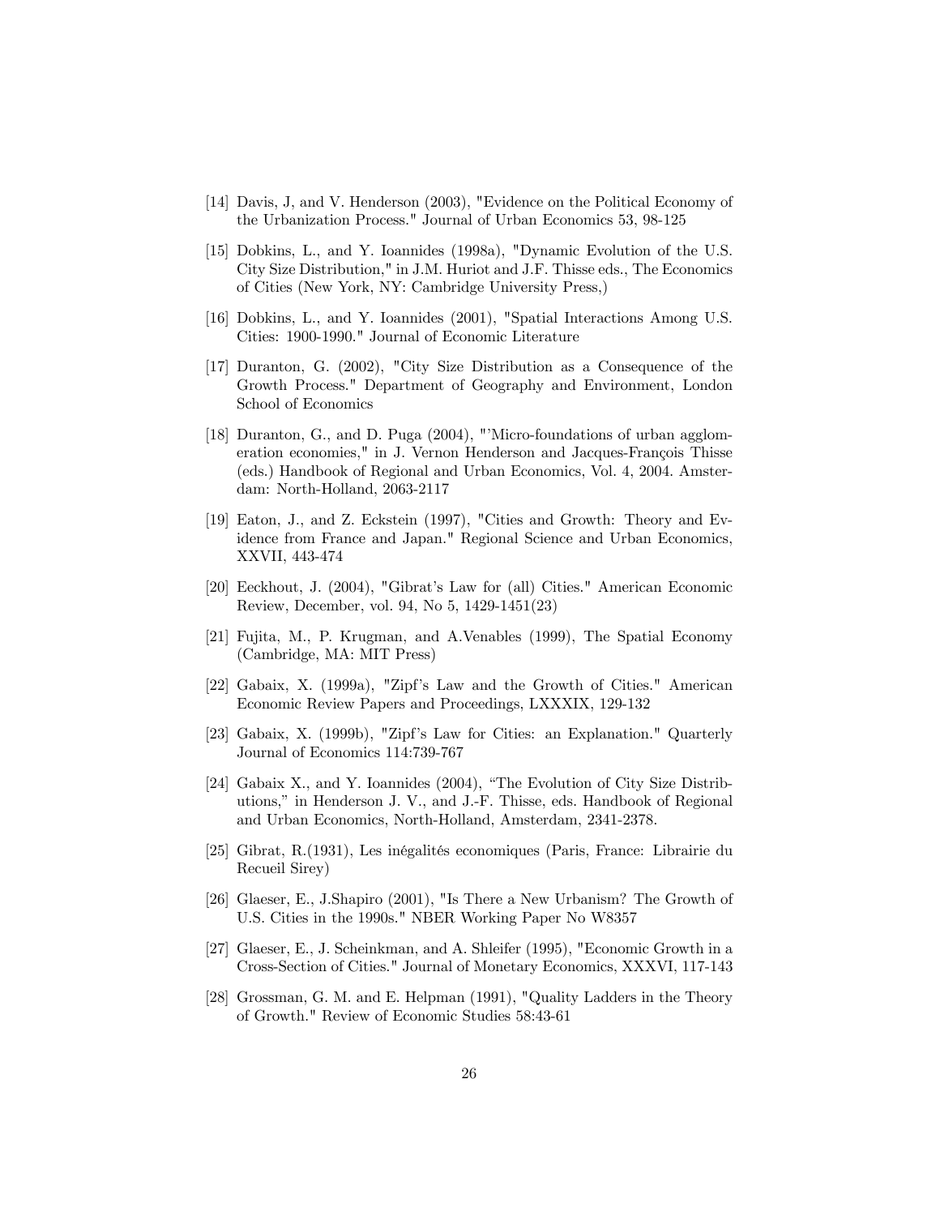[14] Davis, J, and V. Henderson (2003), "Evidence on the Political Economy of the Urbanization Process." Journal of Urban Economics 53, 98-125

[15] Dobkins, L., and Y. Ioannides (1998a), "Dynamic Evolution of the U.S. City Size Distribution," in J.M. Huriot and J.F. Thisse eds., The Economics of Cities (New York, NY: Cambridge University Press,)

[16] Dobkins, L., and Y. Ioannides (2001), "Spatial Interactions Among U.S. Cities: 1900-1990." Journal of Economic Literature

[17] Duranton, G. (2002), "City Size Distribution as a Consequence of the Growth Process." Department of Geography and Environment, London School of Economics

[18] Duranton, G., and D. Puga (2004), "'Micro-foundations of urban agglomeration economies," in J. Vernon Henderson and Jacques-François Thisse (eds.) Handbook of Regional and Urban Economics, Vol. 4, 2004. Amsterdam: North-Holland, 2063-2117

[19] Eaton, J., and Z. Eckstein (1997), "Cities and Growth: Theory and Evidence from France and Japan." Regional Science and Urban Economics, XXVII, 443-474

[20] Eeckhout, J. (2004), "Gibrat's Law for (all) Cities." American Economic Review, December, vol. 94, No 5, 1429-1451(23)

[21] Fujita, M., P. Krugman, and A.Venables (1999), The Spatial Economy (Cambridge, MA: MIT Press)

[22] Gabaix, X. (1999a), "Zipf's Law and the Growth of Cities." American Economic Review Papers and Proceedings, LXXXIX, 129-132

[23] Gabaix, X. (1999b), "Zipf's Law for Cities: an Explanation." Quarterly Journal of Economics 114:739-767

[24] Gabaix X., and Y. Ioannides (2004), "The Evolution of City Size Distributions," in Henderson J. V., and J.-F. Thisse, eds. Handbook of Regional and Urban Economics, North-Holland, Amsterdam, 2341-2378.

[25] Gibrat, R.(1931), Les inégalités economiques (Paris, France: Librairie du Recueil Sirey)

[26] Glaeser, E., J.Shapiro (2001), "Is There a New Urbanism? The Growth of U.S. Cities in the 1990s." NBER Working Paper No W8357

[27] Glaeser, E., J. Scheinkman, and A. Shleifer (1995), "Economic Growth in a Cross-Section of Cities." Journal of Monetary Economics, XXXVI, 117-143

[28] Grossman, G. M. and E. Helpman (1991), "Quality Ladders in the Theory of Growth." Review of Economic Studies 58:43-61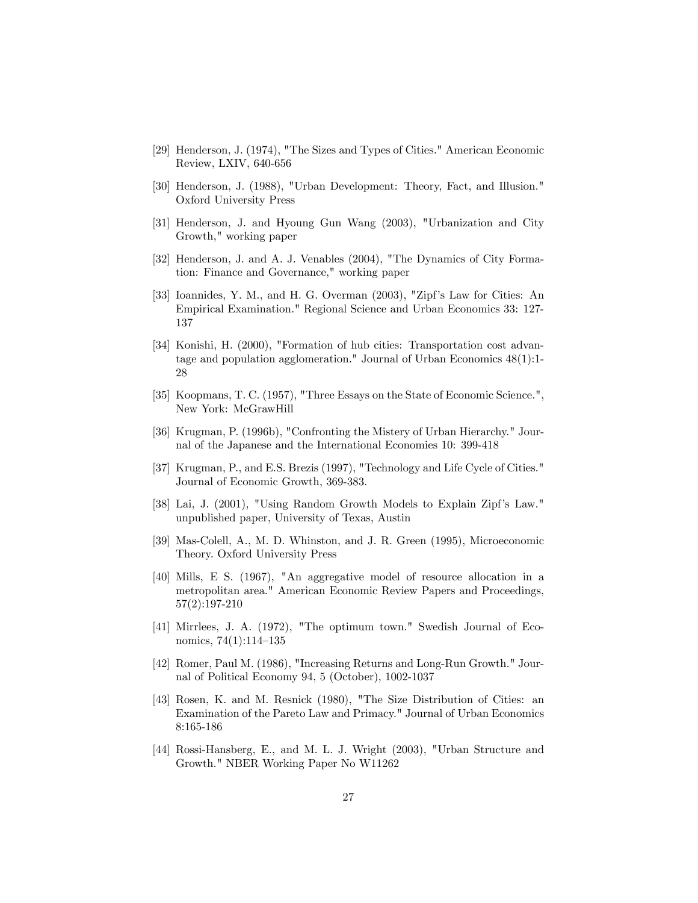[29] Henderson, J. (1974), "The Sizes and Types of Cities." American Economic Review, LXIV, 640-656

[30] Henderson, J. (1988), "Urban Development: Theory, Fact, and Illusion." Oxford University Press

[31] Henderson, J. and Hyoung Gun Wang (2003), "Urbanization and City Growth," working paper

[32] Henderson, J. and A. J. Venables (2004), "The Dynamics of City Formation: Finance and Governance," working paper

[33] Ioannides, Y. M., and H. G. Overman (2003), "Zipf's Law for Cities: An Empirical Examination." Regional Science and Urban Economics 33: 127-137

[34] Konishi, H. (2000), "Formation of hub cities: Transportation cost advantage and population agglomeration." Journal of Urban Economics 48(1):1-28

[35] Koopmans, T. C. (1957), "Three Essays on the State of Economic Science.", New York: McGrawHill

[36] Krugman, P. (1996b), "Confronting the Mistery of Urban Hierarchy." Journal of the Japanese and the International Economies 10: 399-418

[37] Krugman, P., and E.S. Brezis (1997), "Technology and Life Cycle of Cities." Journal of Economic Growth, 369-383.

[38] Lai, J. (2001), "Using Random Growth Models to Explain Zipf's Law." unpublished paper, University of Texas, Austin

[39] Mas-Colell, A., M. D. Whinston, and J. R. Green (1995), Microeconomic Theory. Oxford University Press

[40] Mills, E S. (1967), "An aggregative model of resource allocation in a metropolitan area." American Economic Review Papers and Proceedings, 57(2):197-210

[41] Mirrlees, J. A. (1972), "The optimum town." Swedish Journal of Economics, 74(1):114–135

[42] Romer, Paul M. (1986), "Increasing Returns and Long-Run Growth." Journal of Political Economy 94, 5 (October), 1002-1037

[43] Rosen, K. and M. Resnick (1980), "The Size Distribution of Cities: an Examination of the Pareto Law and Primacy." Journal of Urban Economics 8:165-186

[44] Rossi-Hansberg, E., and M. L. J. Wright (2003), "Urban Structure and Growth." NBER Working Paper No W11262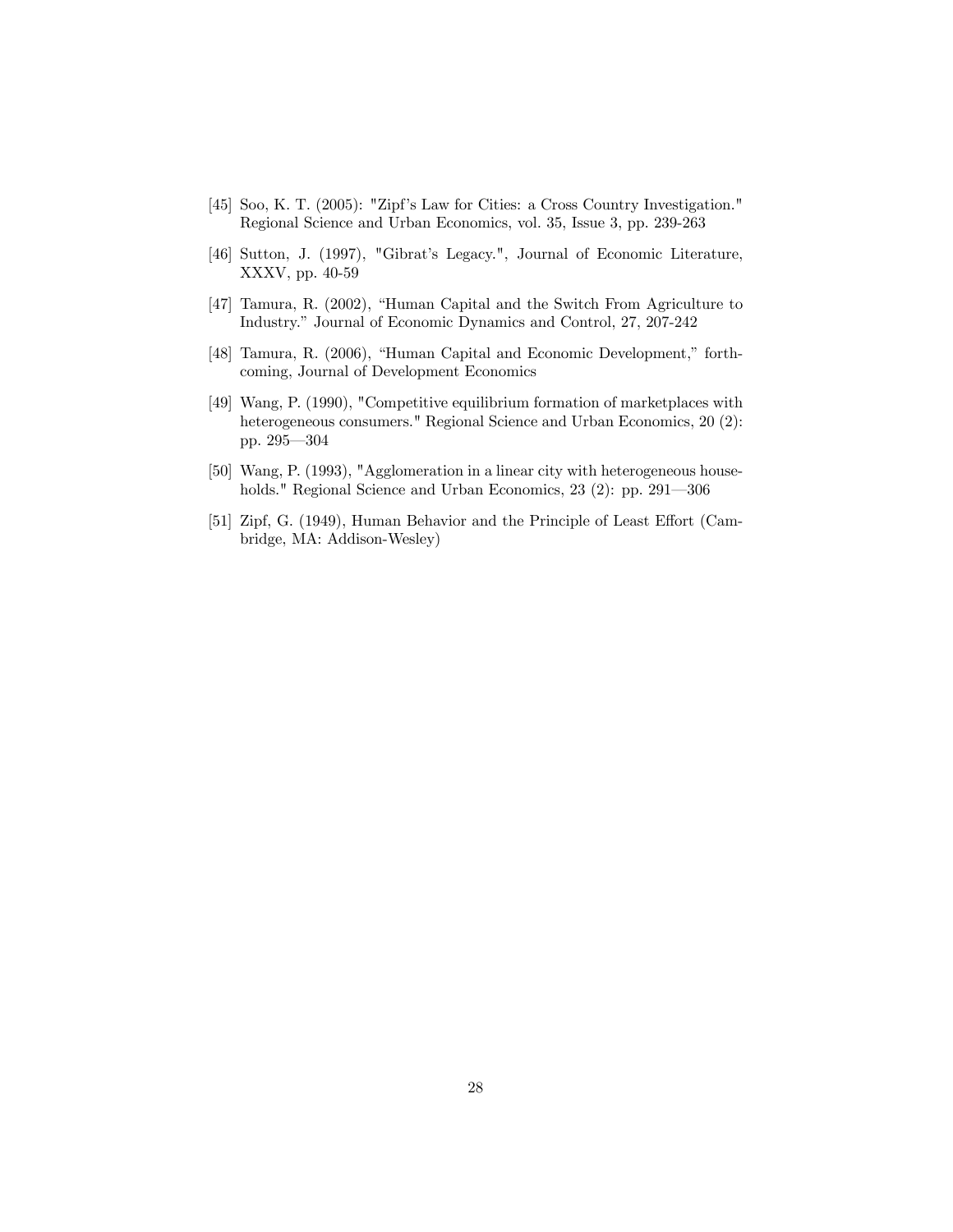[45] Soo, K. T. (2005): "Zipf's Law for Cities: a Cross Country Investigation." Regional Science and Urban Economics, vol. 35, Issue 3, pp. 239-263

[46] Sutton, J. (1997), "Gibrat's Legacy.", Journal of Economic Literature, XXXV, pp. 40-59

[47] Tamura, R. (2002), "Human Capital and the Switch From Agriculture to Industry." Journal of Economic Dynamics and Control, 27, 207-242

[48] Tamura, R. (2006), "Human Capital and Economic Development," forthcoming, Journal of Development Economics

[49] Wang, P. (1990), "Competitive equilibrium formation of marketplaces with heterogeneous consumers." Regional Science and Urban Economics, 20 (2): pp. 295—304

[50] Wang, P. (1993), "Agglomeration in a linear city with heterogeneous households." Regional Science and Urban Economics, 23 (2): pp. 291—306

[51] Zipf, G. (1949), Human Behavior and the Principle of Least Effort (Cambridge, MA: Addison-Wesley)